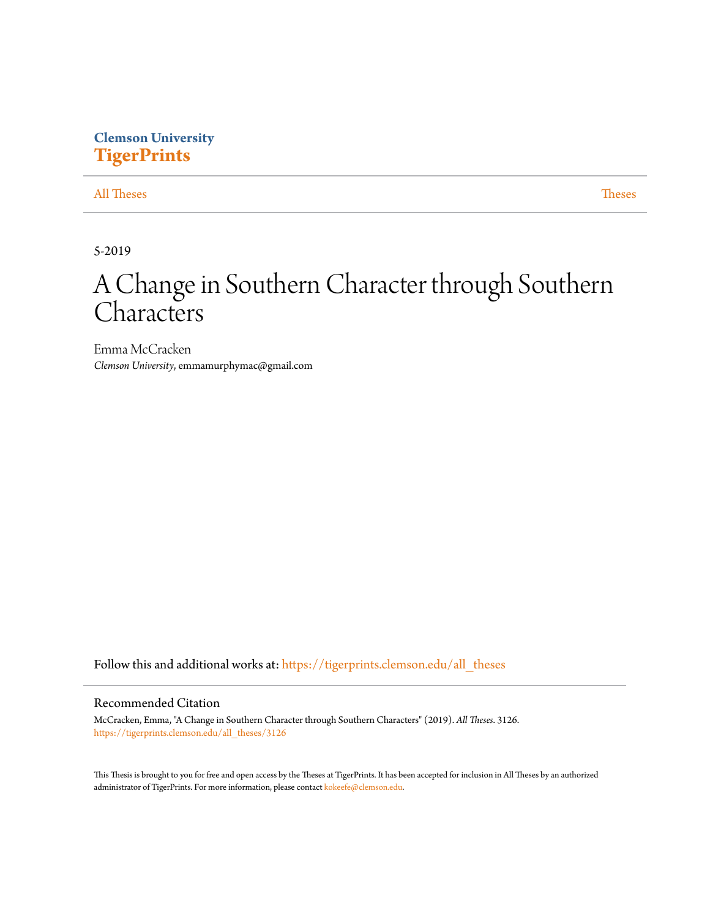Clemson University
**TigerPrints**

All Theses | Theses

5-2019

# A Change in Southern Character through Southern Characters

Emma McCracken
*Clemson University*, emmamurphymac@gmail.com

Follow this and additional works at: https://tigerprints.clemson.edu/all_theses

## Recommended Citation

McCracken, Emma, "A Change in Southern Character through Southern Characters" (2019). *All Theses*. 3126.
https://tigerprints.clemson.edu/all_theses/3126

This Thesis is brought to you for free and open access by the Theses at TigerPrints. It has been accepted for inclusion in All Theses by an authorized administrator of TigerPrints. For more information, please contact kokeefe@clemson.edu.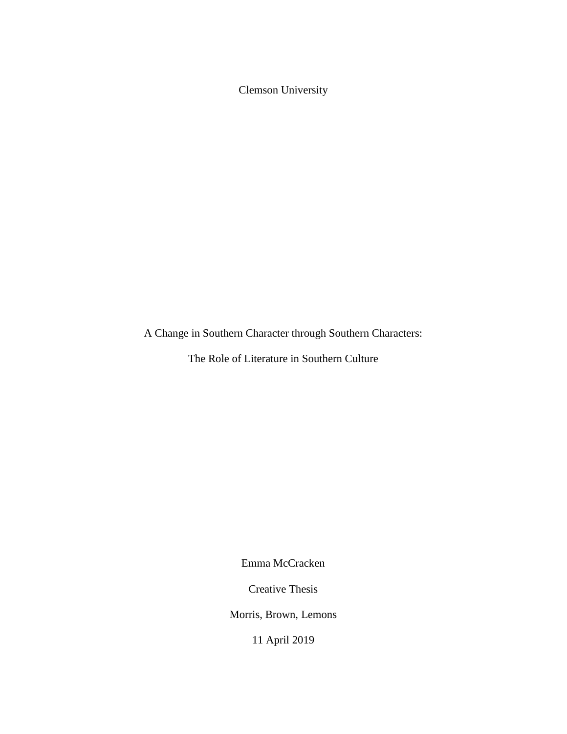Clemson University

# A Change in Southern Character through Southern Characters:

## The Role of Literature in Southern Culture

Emma McCracken

Creative Thesis

Morris, Brown, Lemons

11 April 2019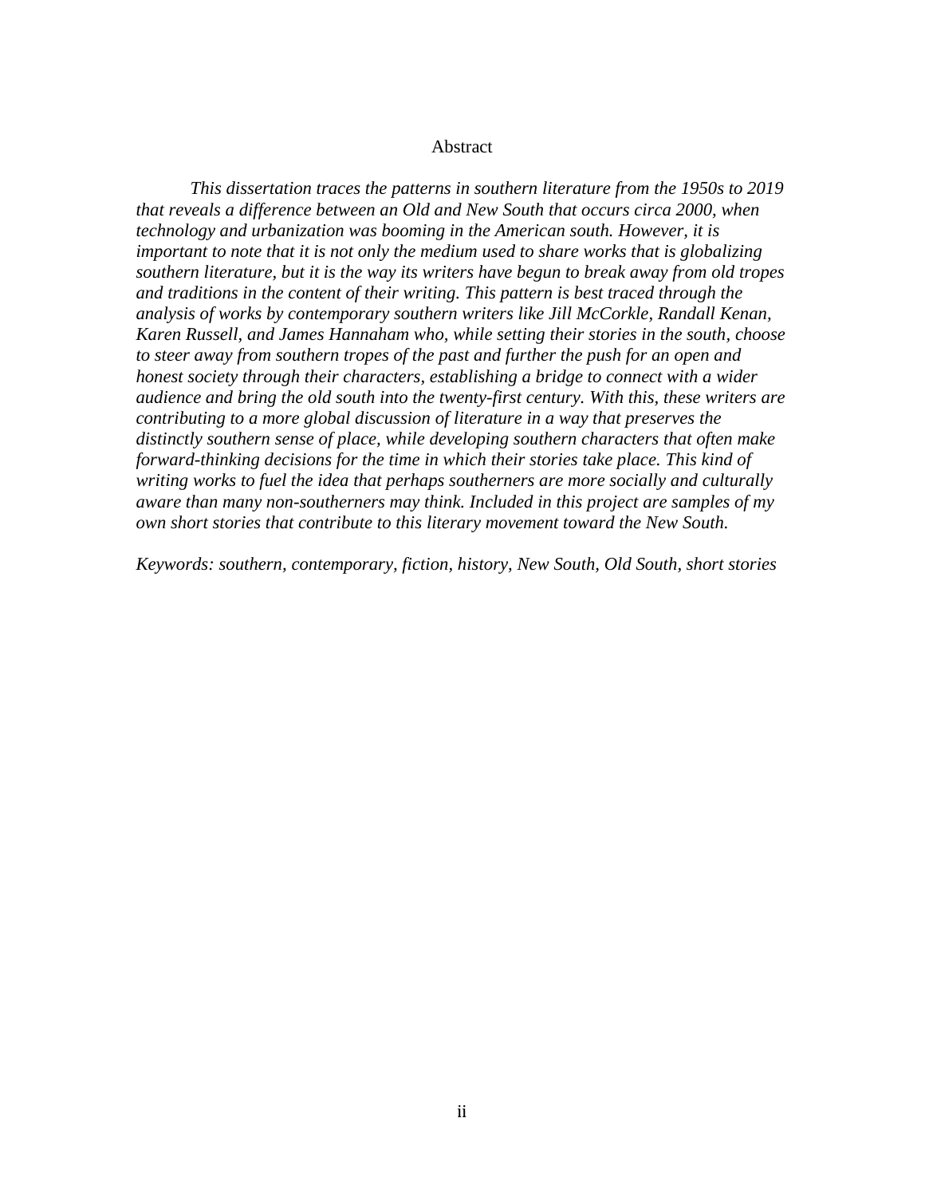# Abstract

*This dissertation traces the patterns in southern literature from the 1950s to 2019 that reveals a difference between an Old and New South that occurs circa 2000, when technology and urbanization was booming in the American south. However, it is important to note that it is not only the medium used to share works that is globalizing southern literature, but it is the way its writers have begun to break away from old tropes and traditions in the content of their writing. This pattern is best traced through the analysis of works by contemporary southern writers like Jill McCorkle, Randall Kenan, Karen Russell, and James Hannaham who, while setting their stories in the south, choose to steer away from southern tropes of the past and further the push for an open and honest society through their characters, establishing a bridge to connect with a wider audience and bring the old south into the twenty-first century. With this, these writers are contributing to a more global discussion of literature in a way that preserves the distinctly southern sense of place, while developing southern characters that often make forward-thinking decisions for the time in which their stories take place. This kind of writing works to fuel the idea that perhaps southerners are more socially and culturally aware than many non-southerners may think. Included in this project are samples of my own short stories that contribute to this literary movement toward the New South.*

*Keywords: southern, contemporary, fiction, history, New South, Old South, short stories*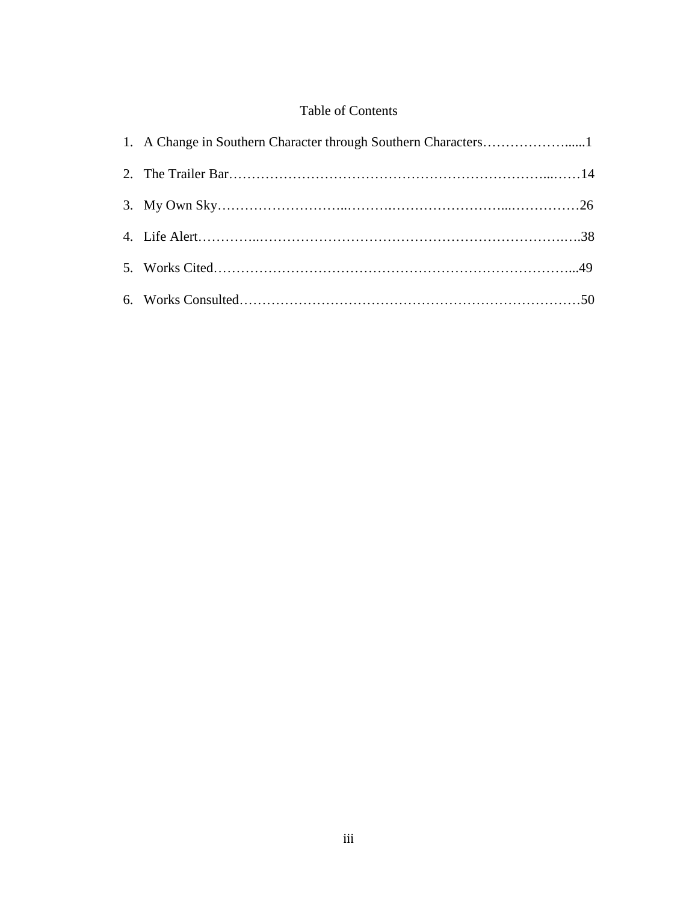# Table of Contents

1. A Change in Southern Character through Southern Characters……………….....1
2. The Trailer Bar…………………………………………………………...……14
3. My Own Sky……………………...……….……………………...……………26
4. Life Alert…………..………………………………………………………….….38
5. Works Cited……………………………………………………………………...49
6. Works Consulted…………………………………………………………………50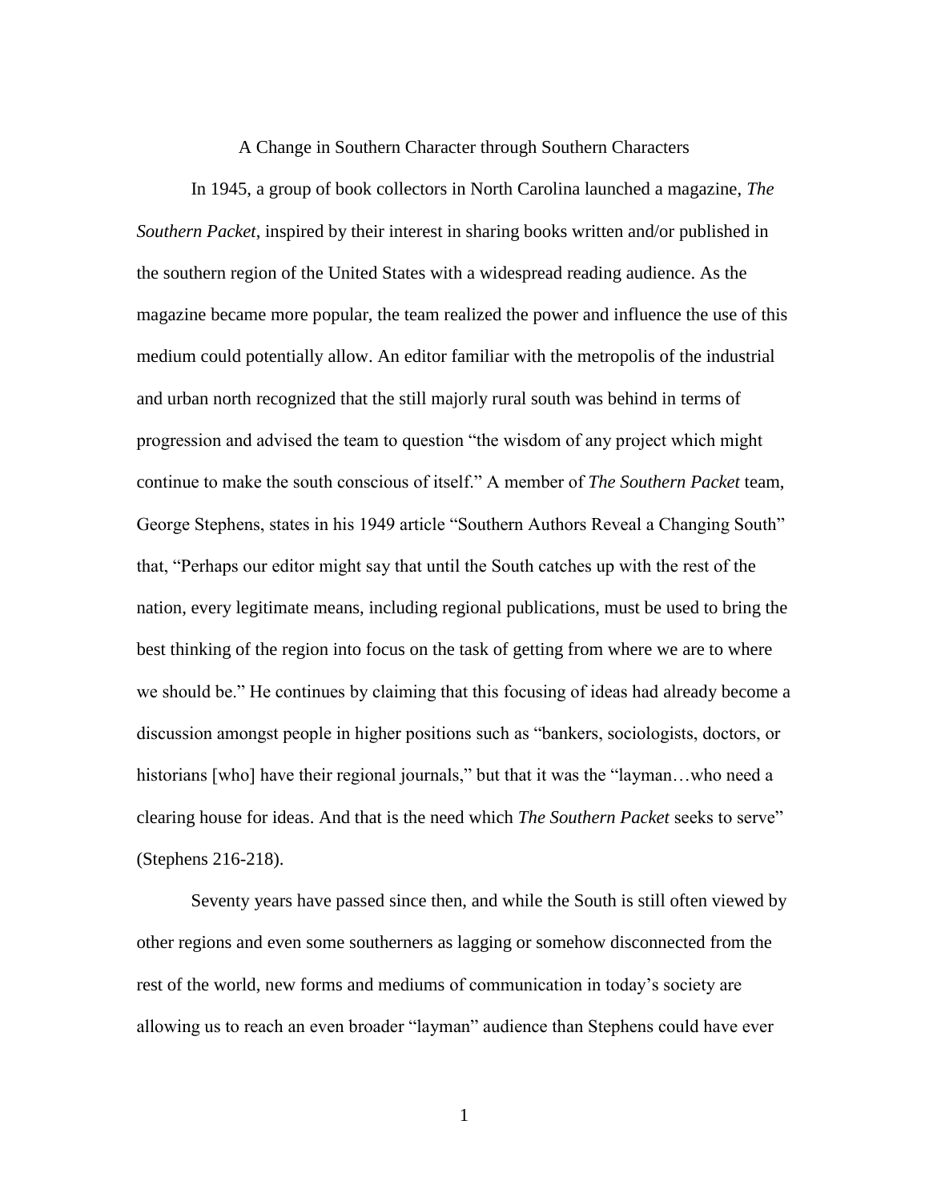# A Change in Southern Character through Southern Characters

In 1945, a group of book collectors in North Carolina launched a magazine, *The Southern Packet*, inspired by their interest in sharing books written and/or published in the southern region of the United States with a widespread reading audience. As the magazine became more popular, the team realized the power and influence the use of this medium could potentially allow. An editor familiar with the metropolis of the industrial and urban north recognized that the still majorly rural south was behind in terms of progression and advised the team to question "the wisdom of any project which might continue to make the south conscious of itself." A member of *The Southern Packet* team, George Stephens, states in his 1949 article "Southern Authors Reveal a Changing South" that, "Perhaps our editor might say that until the South catches up with the rest of the nation, every legitimate means, including regional publications, must be used to bring the best thinking of the region into focus on the task of getting from where we are to where we should be." He continues by claiming that this focusing of ideas had already become a discussion amongst people in higher positions such as "bankers, sociologists, doctors, or historians [who] have their regional journals," but that it was the "layman…who need a clearing house for ideas. And that is the need which *The Southern Packet* seeks to serve" (Stephens 216-218).

Seventy years have passed since then, and while the South is still often viewed by other regions and even some southerners as lagging or somehow disconnected from the rest of the world, new forms and mediums of communication in today's society are allowing us to reach an even broader "layman" audience than Stephens could have ever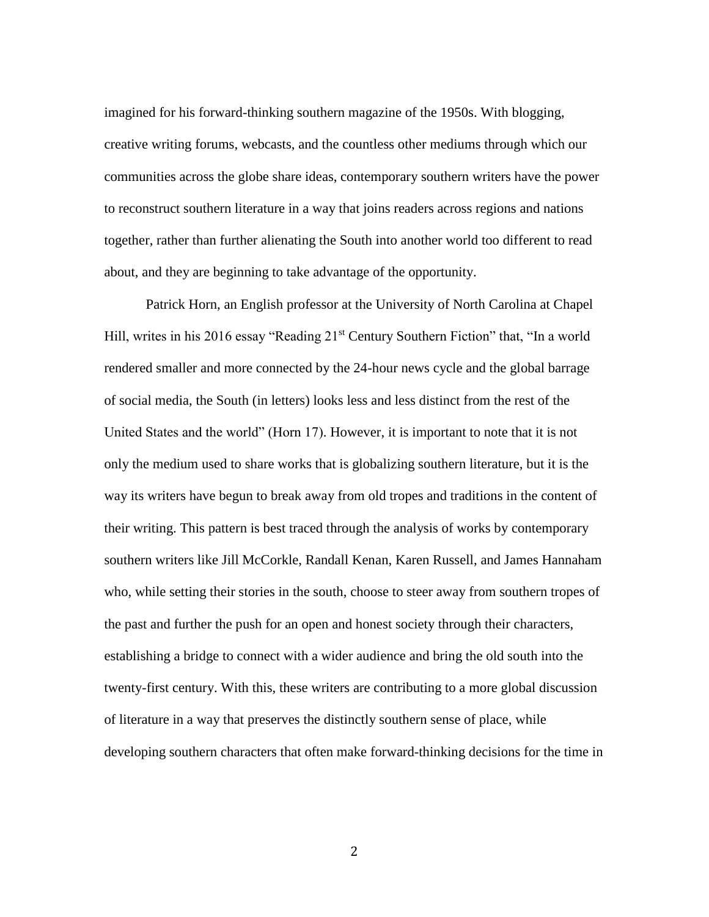imagined for his forward-thinking southern magazine of the 1950s. With blogging, creative writing forums, webcasts, and the countless other mediums through which our communities across the globe share ideas, contemporary southern writers have the power to reconstruct southern literature in a way that joins readers across regions and nations together, rather than further alienating the South into another world too different to read about, and they are beginning to take advantage of the opportunity.

Patrick Horn, an English professor at the University of North Carolina at Chapel Hill, writes in his 2016 essay "Reading 21st Century Southern Fiction" that, "In a world rendered smaller and more connected by the 24-hour news cycle and the global barrage of social media, the South (in letters) looks less and less distinct from the rest of the United States and the world" (Horn 17). However, it is important to note that it is not only the medium used to share works that is globalizing southern literature, but it is the way its writers have begun to break away from old tropes and traditions in the content of their writing. This pattern is best traced through the analysis of works by contemporary southern writers like Jill McCorkle, Randall Kenan, Karen Russell, and James Hannaham who, while setting their stories in the south, choose to steer away from southern tropes of the past and further the push for an open and honest society through their characters, establishing a bridge to connect with a wider audience and bring the old south into the twenty-first century. With this, these writers are contributing to a more global discussion of literature in a way that preserves the distinctly southern sense of place, while developing southern characters that often make forward-thinking decisions for the time in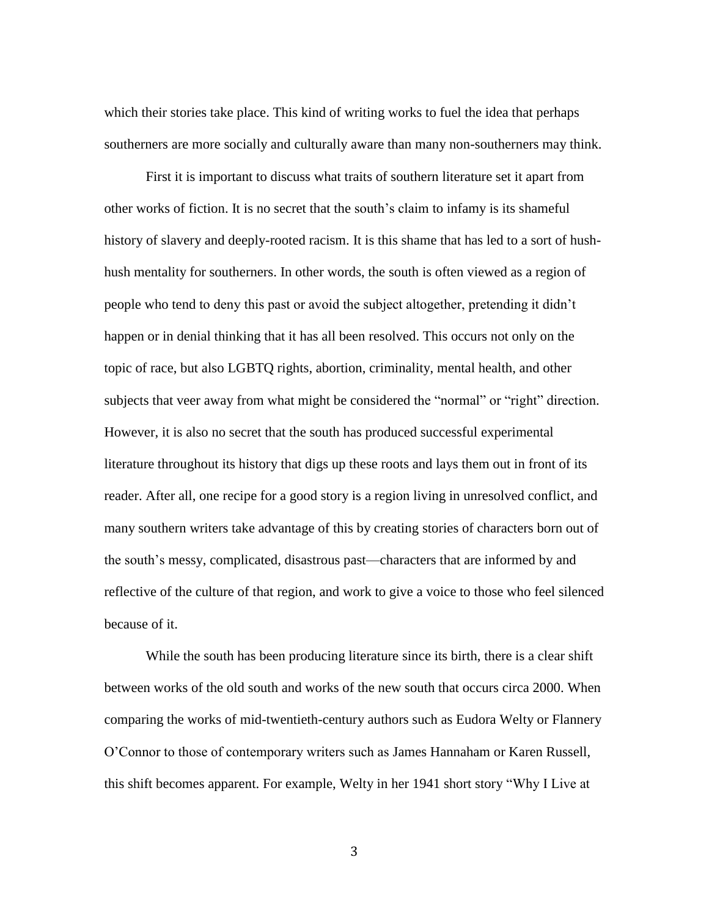which their stories take place. This kind of writing works to fuel the idea that perhaps southerners are more socially and culturally aware than many non-southerners may think.

First it is important to discuss what traits of southern literature set it apart from other works of fiction. It is no secret that the south's claim to infamy is its shameful history of slavery and deeply-rooted racism. It is this shame that has led to a sort of hush-hush mentality for southerners. In other words, the south is often viewed as a region of people who tend to deny this past or avoid the subject altogether, pretending it didn't happen or in denial thinking that it has all been resolved. This occurs not only on the topic of race, but also LGBTQ rights, abortion, criminality, mental health, and other subjects that veer away from what might be considered the "normal" or "right" direction. However, it is also no secret that the south has produced successful experimental literature throughout its history that digs up these roots and lays them out in front of its reader. After all, one recipe for a good story is a region living in unresolved conflict, and many southern writers take advantage of this by creating stories of characters born out of the south's messy, complicated, disastrous past—characters that are informed by and reflective of the culture of that region, and work to give a voice to those who feel silenced because of it.

While the south has been producing literature since its birth, there is a clear shift between works of the old south and works of the new south that occurs circa 2000. When comparing the works of mid-twentieth-century authors such as Eudora Welty or Flannery O'Connor to those of contemporary writers such as James Hannaham or Karen Russell, this shift becomes apparent. For example, Welty in her 1941 short story "Why I Live at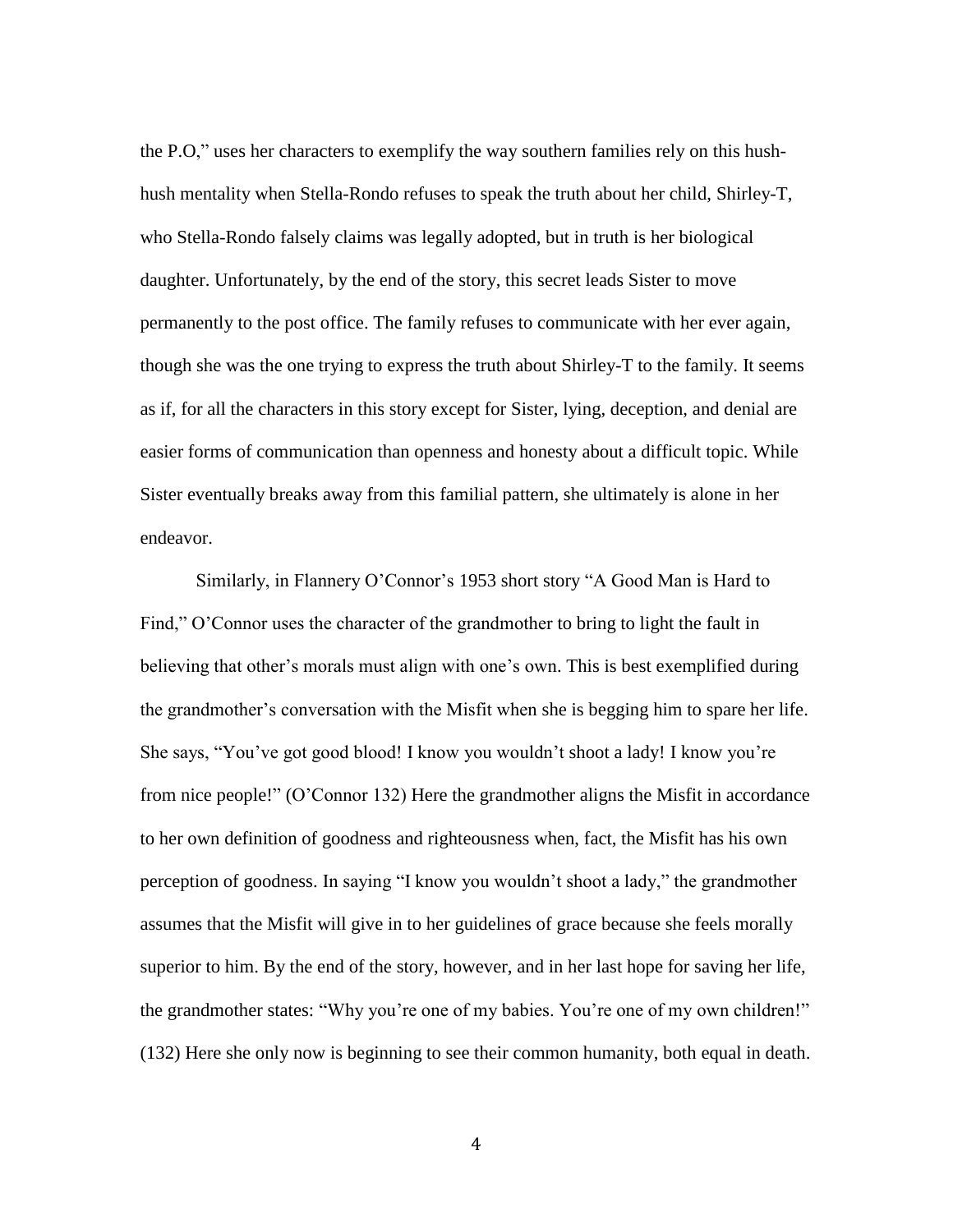the P.O," uses her characters to exemplify the way southern families rely on this hush-hush mentality when Stella-Rondo refuses to speak the truth about her child, Shirley-T, who Stella-Rondo falsely claims was legally adopted, but in truth is her biological daughter. Unfortunately, by the end of the story, this secret leads Sister to move permanently to the post office. The family refuses to communicate with her ever again, though she was the one trying to express the truth about Shirley-T to the family. It seems as if, for all the characters in this story except for Sister, lying, deception, and denial are easier forms of communication than openness and honesty about a difficult topic. While Sister eventually breaks away from this familial pattern, she ultimately is alone in her endeavor.

Similarly, in Flannery O'Connor's 1953 short story "A Good Man is Hard to Find," O'Connor uses the character of the grandmother to bring to light the fault in believing that other's morals must align with one's own. This is best exemplified during the grandmother's conversation with the Misfit when she is begging him to spare her life. She says, "You've got good blood! I know you wouldn't shoot a lady! I know you're from nice people!" (O'Connor 132) Here the grandmother aligns the Misfit in accordance to her own definition of goodness and righteousness when, fact, the Misfit has his own perception of goodness. In saying "I know you wouldn't shoot a lady," the grandmother assumes that the Misfit will give in to her guidelines of grace because she feels morally superior to him. By the end of the story, however, and in her last hope for saving her life, the grandmother states: "Why you're one of my babies. You're one of my own children!" (132) Here she only now is beginning to see their common humanity, both equal in death.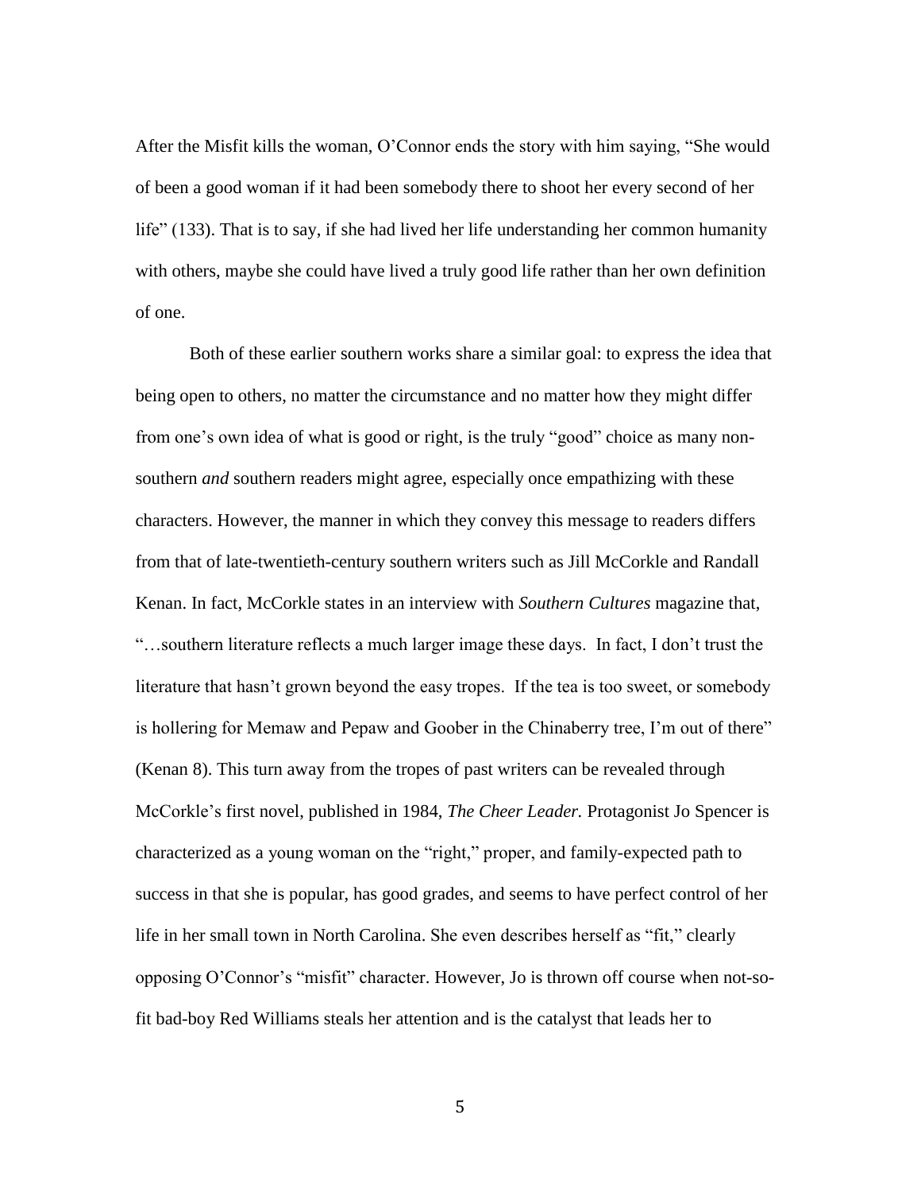After the Misfit kills the woman, O'Connor ends the story with him saying, "She would of been a good woman if it had been somebody there to shoot her every second of her life" (133). That is to say, if she had lived her life understanding her common humanity with others, maybe she could have lived a truly good life rather than her own definition of one.

Both of these earlier southern works share a similar goal: to express the idea that being open to others, no matter the circumstance and no matter how they might differ from one's own idea of what is good or right, is the truly "good" choice as many non-southern *and* southern readers might agree, especially once empathizing with these characters. However, the manner in which they convey this message to readers differs from that of late-twentieth-century southern writers such as Jill McCorkle and Randall Kenan. In fact, McCorkle states in an interview with *Southern Cultures* magazine that, "…southern literature reflects a much larger image these days. In fact, I don't trust the literature that hasn't grown beyond the easy tropes. If the tea is too sweet, or somebody is hollering for Memaw and Pepaw and Goober in the Chinaberry tree, I'm out of there" (Kenan 8). This turn away from the tropes of past writers can be revealed through McCorkle's first novel, published in 1984, *The Cheer Leader.* Protagonist Jo Spencer is characterized as a young woman on the "right," proper, and family-expected path to success in that she is popular, has good grades, and seems to have perfect control of her life in her small town in North Carolina. She even describes herself as "fit," clearly opposing O'Connor's "misfit" character. However, Jo is thrown off course when not-so-fit bad-boy Red Williams steals her attention and is the catalyst that leads her to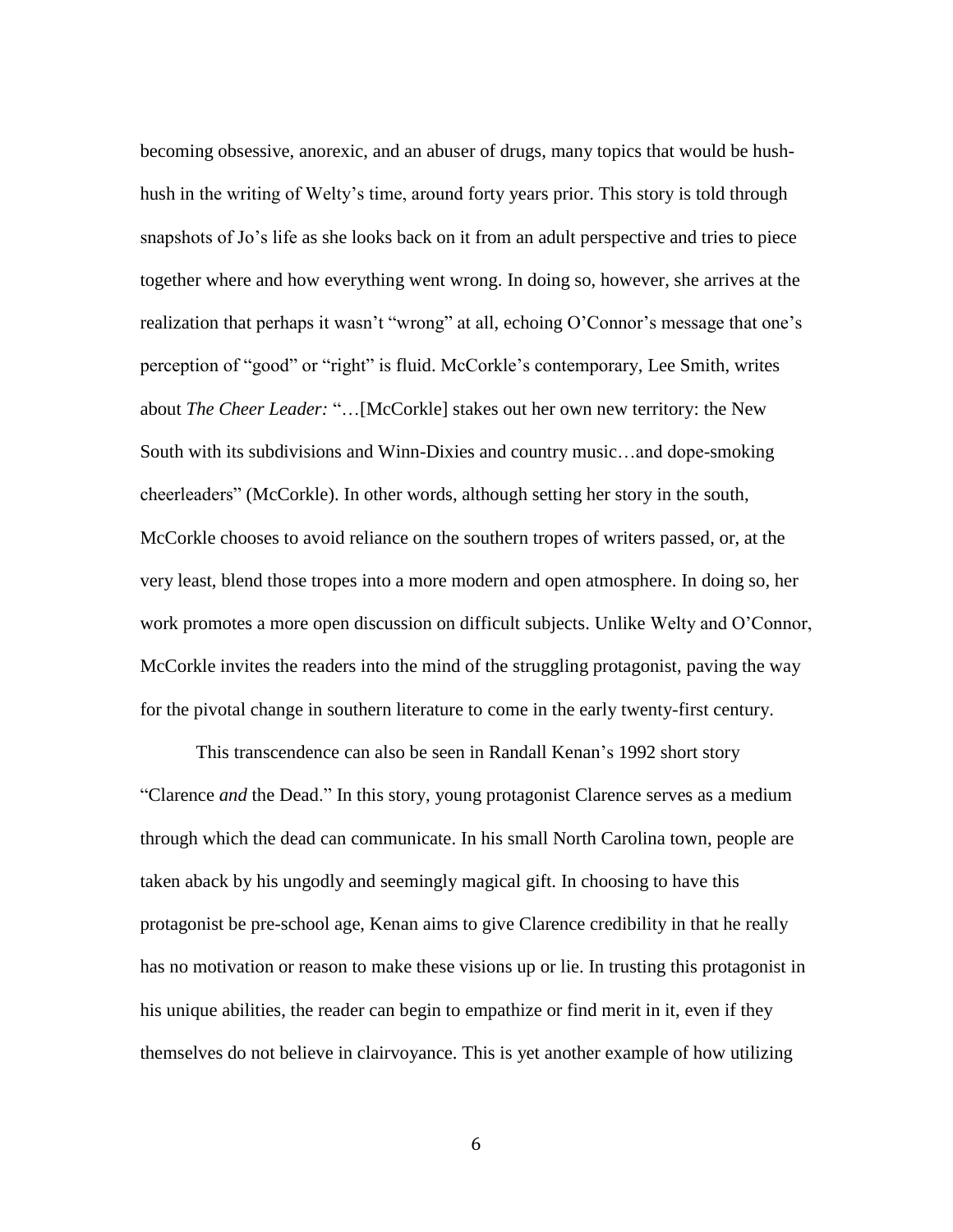becoming obsessive, anorexic, and an abuser of drugs, many topics that would be hush-hush in the writing of Welty's time, around forty years prior. This story is told through snapshots of Jo's life as she looks back on it from an adult perspective and tries to piece together where and how everything went wrong. In doing so, however, she arrives at the realization that perhaps it wasn't "wrong" at all, echoing O'Connor's message that one's perception of "good" or "right" is fluid. McCorkle's contemporary, Lee Smith, writes about *The Cheer Leader:* "…[McCorkle] stakes out her own new territory: the New South with its subdivisions and Winn-Dixies and country music…and dope-smoking cheerleaders" (McCorkle). In other words, although setting her story in the south, McCorkle chooses to avoid reliance on the southern tropes of writers passed, or, at the very least, blend those tropes into a more modern and open atmosphere. In doing so, her work promotes a more open discussion on difficult subjects. Unlike Welty and O'Connor, McCorkle invites the readers into the mind of the struggling protagonist, paving the way for the pivotal change in southern literature to come in the early twenty-first century.

This transcendence can also be seen in Randall Kenan's 1992 short story "Clarence *and* the Dead." In this story, young protagonist Clarence serves as a medium through which the dead can communicate. In his small North Carolina town, people are taken aback by his ungodly and seemingly magical gift. In choosing to have this protagonist be pre-school age, Kenan aims to give Clarence credibility in that he really has no motivation or reason to make these visions up or lie. In trusting this protagonist in his unique abilities, the reader can begin to empathize or find merit in it, even if they themselves do not believe in clairvoyance. This is yet another example of how utilizing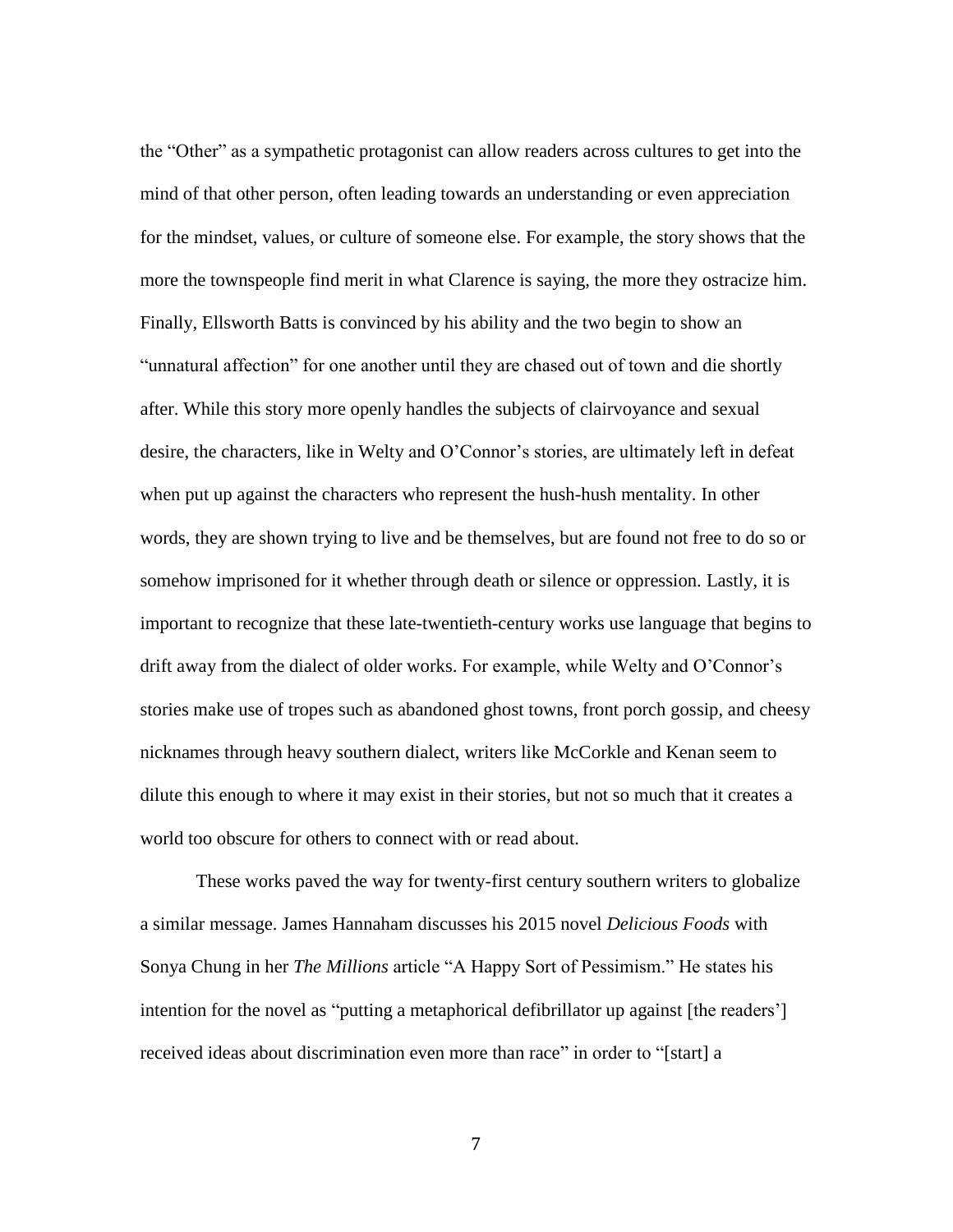the "Other" as a sympathetic protagonist can allow readers across cultures to get into the mind of that other person, often leading towards an understanding or even appreciation for the mindset, values, or culture of someone else. For example, the story shows that the more the townspeople find merit in what Clarence is saying, the more they ostracize him. Finally, Ellsworth Batts is convinced by his ability and the two begin to show an "unnatural affection" for one another until they are chased out of town and die shortly after. While this story more openly handles the subjects of clairvoyance and sexual desire, the characters, like in Welty and O'Connor's stories, are ultimately left in defeat when put up against the characters who represent the hush-hush mentality. In other words, they are shown trying to live and be themselves, but are found not free to do so or somehow imprisoned for it whether through death or silence or oppression. Lastly, it is important to recognize that these late-twentieth-century works use language that begins to drift away from the dialect of older works. For example, while Welty and O'Connor's stories make use of tropes such as abandoned ghost towns, front porch gossip, and cheesy nicknames through heavy southern dialect, writers like McCorkle and Kenan seem to dilute this enough to where it may exist in their stories, but not so much that it creates a world too obscure for others to connect with or read about.

These works paved the way for twenty-first century southern writers to globalize a similar message. James Hannaham discusses his 2015 novel *Delicious Foods* with Sonya Chung in her *The Millions* article "A Happy Sort of Pessimism." He states his intention for the novel as "putting a metaphorical defibrillator up against [the readers'] received ideas about discrimination even more than race" in order to "[start] a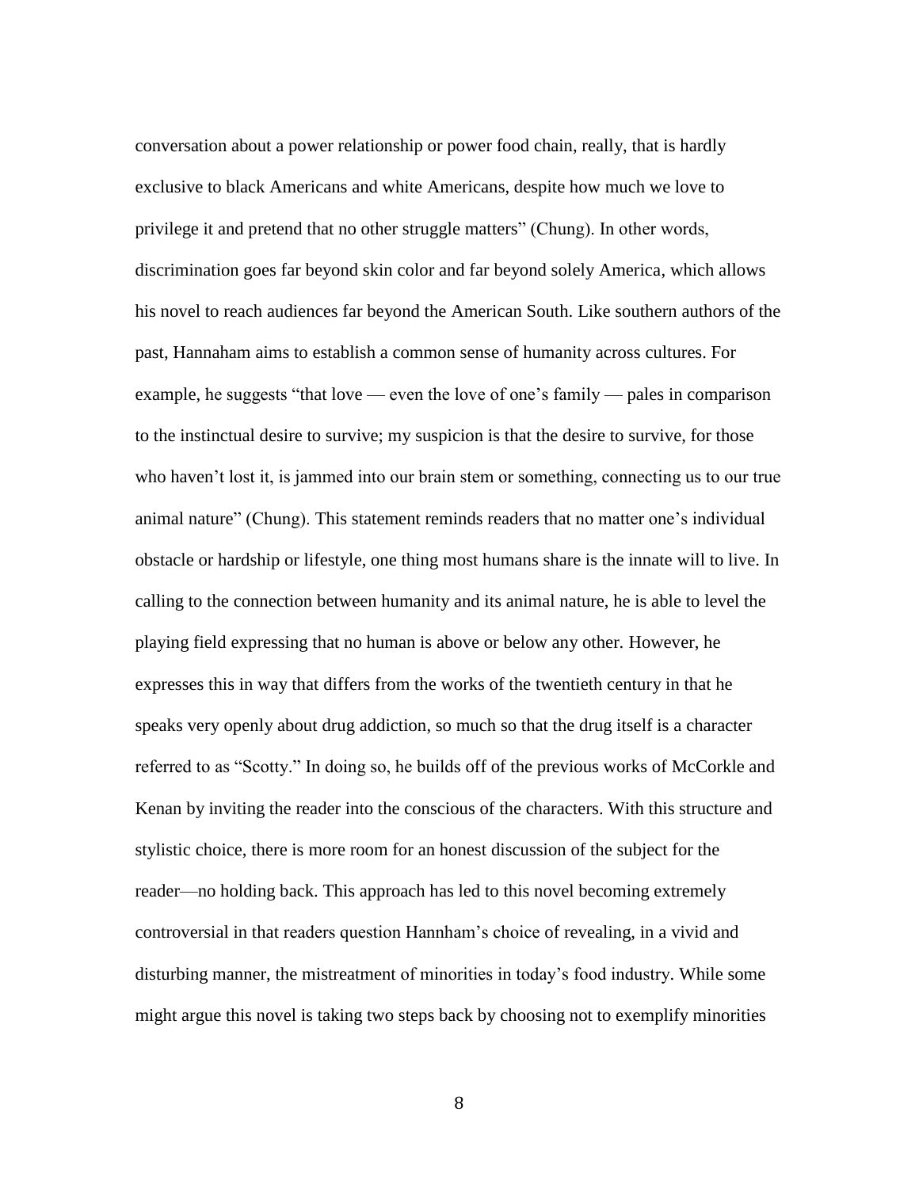conversation about a power relationship or power food chain, really, that is hardly exclusive to black Americans and white Americans, despite how much we love to privilege it and pretend that no other struggle matters" (Chung). In other words, discrimination goes far beyond skin color and far beyond solely America, which allows his novel to reach audiences far beyond the American South. Like southern authors of the past, Hannaham aims to establish a common sense of humanity across cultures. For example, he suggests "that love — even the love of one's family — pales in comparison to the instinctual desire to survive; my suspicion is that the desire to survive, for those who haven't lost it, is jammed into our brain stem or something, connecting us to our true animal nature" (Chung). This statement reminds readers that no matter one's individual obstacle or hardship or lifestyle, one thing most humans share is the innate will to live. In calling to the connection between humanity and its animal nature, he is able to level the playing field expressing that no human is above or below any other. However, he expresses this in way that differs from the works of the twentieth century in that he speaks very openly about drug addiction, so much so that the drug itself is a character referred to as "Scotty." In doing so, he builds off of the previous works of McCorkle and Kenan by inviting the reader into the conscious of the characters. With this structure and stylistic choice, there is more room for an honest discussion of the subject for the reader—no holding back. This approach has led to this novel becoming extremely controversial in that readers question Hannham's choice of revealing, in a vivid and disturbing manner, the mistreatment of minorities in today's food industry. While some might argue this novel is taking two steps back by choosing not to exemplify minorities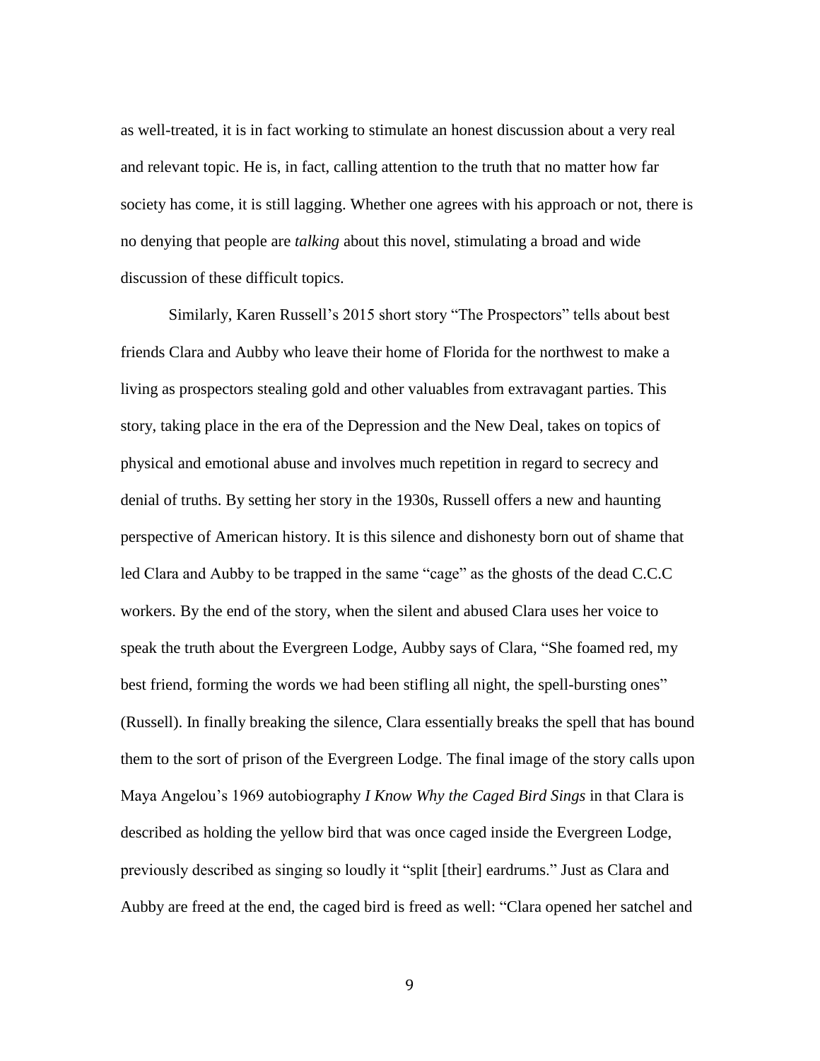as well-treated, it is in fact working to stimulate an honest discussion about a very real and relevant topic. He is, in fact, calling attention to the truth that no matter how far society has come, it is still lagging. Whether one agrees with his approach or not, there is no denying that people are *talking* about this novel, stimulating a broad and wide discussion of these difficult topics.

Similarly, Karen Russell's 2015 short story "The Prospectors" tells about best friends Clara and Aubby who leave their home of Florida for the northwest to make a living as prospectors stealing gold and other valuables from extravagant parties. This story, taking place in the era of the Depression and the New Deal, takes on topics of physical and emotional abuse and involves much repetition in regard to secrecy and denial of truths. By setting her story in the 1930s, Russell offers a new and haunting perspective of American history. It is this silence and dishonesty born out of shame that led Clara and Aubby to be trapped in the same "cage" as the ghosts of the dead C.C.C workers. By the end of the story, when the silent and abused Clara uses her voice to speak the truth about the Evergreen Lodge, Aubby says of Clara, "She foamed red, my best friend, forming the words we had been stifling all night, the spell-bursting ones" (Russell). In finally breaking the silence, Clara essentially breaks the spell that has bound them to the sort of prison of the Evergreen Lodge. The final image of the story calls upon Maya Angelou's 1969 autobiography *I Know Why the Caged Bird Sings* in that Clara is described as holding the yellow bird that was once caged inside the Evergreen Lodge, previously described as singing so loudly it "split [their] eardrums." Just as Clara and Aubby are freed at the end, the caged bird is freed as well: "Clara opened her satchel and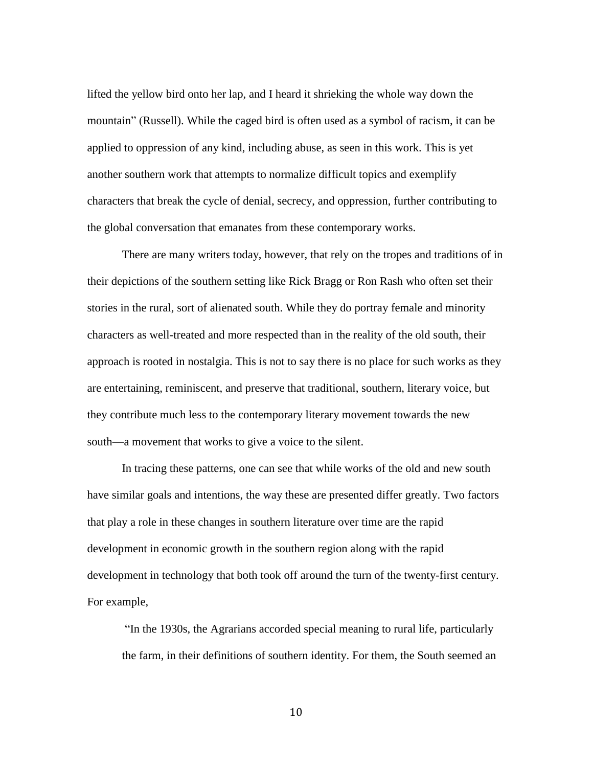lifted the yellow bird onto her lap, and I heard it shrieking the whole way down the mountain" (Russell). While the caged bird is often used as a symbol of racism, it can be applied to oppression of any kind, including abuse, as seen in this work. This is yet another southern work that attempts to normalize difficult topics and exemplify characters that break the cycle of denial, secrecy, and oppression, further contributing to the global conversation that emanates from these contemporary works.

There are many writers today, however, that rely on the tropes and traditions of in their depictions of the southern setting like Rick Bragg or Ron Rash who often set their stories in the rural, sort of alienated south. While they do portray female and minority characters as well-treated and more respected than in the reality of the old south, their approach is rooted in nostalgia. This is not to say there is no place for such works as they are entertaining, reminiscent, and preserve that traditional, southern, literary voice, but they contribute much less to the contemporary literary movement towards the new south—a movement that works to give a voice to the silent.

In tracing these patterns, one can see that while works of the old and new south have similar goals and intentions, the way these are presented differ greatly. Two factors that play a role in these changes in southern literature over time are the rapid development in economic growth in the southern region along with the rapid development in technology that both took off around the turn of the twenty-first century. For example,

> "In the 1930s, the Agrarians accorded special meaning to rural life, particularly the farm, in their definitions of southern identity. For them, the South seemed an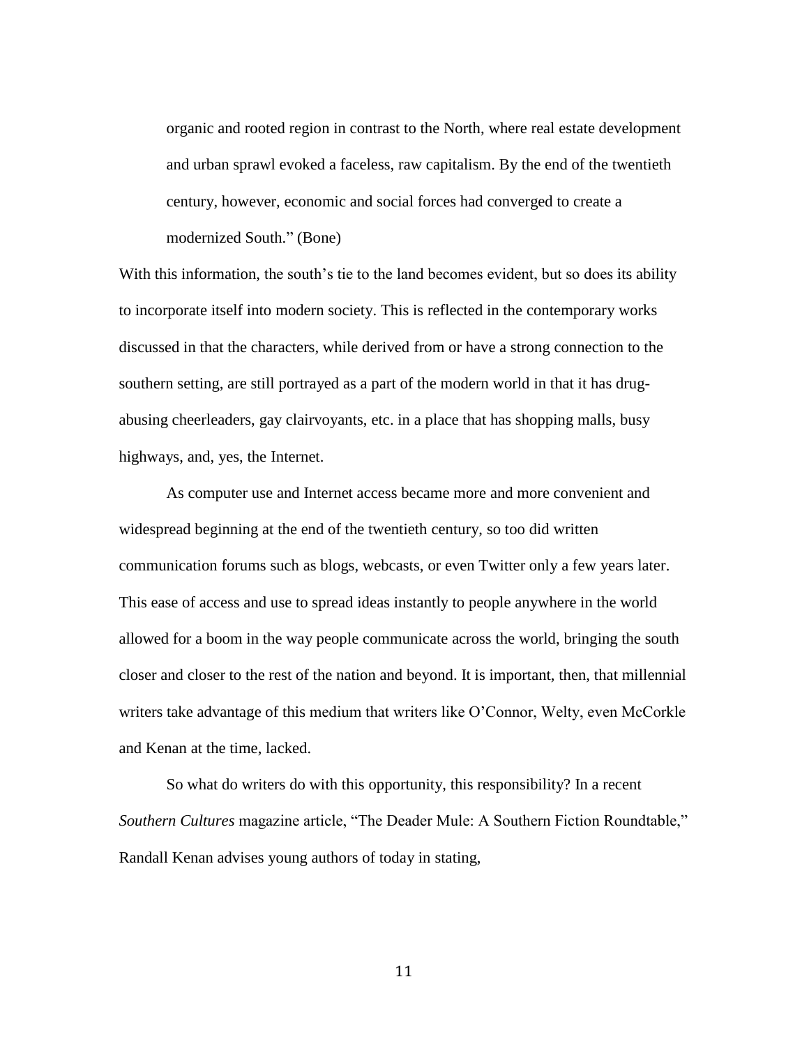> organic and rooted region in contrast to the North, where real estate development and urban sprawl evoked a faceless, raw capitalism. By the end of the twentieth century, however, economic and social forces had converged to create a modernized South." (Bone)

With this information, the south's tie to the land becomes evident, but so does its ability to incorporate itself into modern society. This is reflected in the contemporary works discussed in that the characters, while derived from or have a strong connection to the southern setting, are still portrayed as a part of the modern world in that it has drug-abusing cheerleaders, gay clairvoyants, etc. in a place that has shopping malls, busy highways, and, yes, the Internet.

As computer use and Internet access became more and more convenient and widespread beginning at the end of the twentieth century, so too did written communication forums such as blogs, webcasts, or even Twitter only a few years later. This ease of access and use to spread ideas instantly to people anywhere in the world allowed for a boom in the way people communicate across the world, bringing the south closer and closer to the rest of the nation and beyond. It is important, then, that millennial writers take advantage of this medium that writers like O'Connor, Welty, even McCorkle and Kenan at the time, lacked.

So what do writers do with this opportunity, this responsibility? In a recent *Southern Cultures* magazine article, "The Deader Mule: A Southern Fiction Roundtable," Randall Kenan advises young authors of today in stating,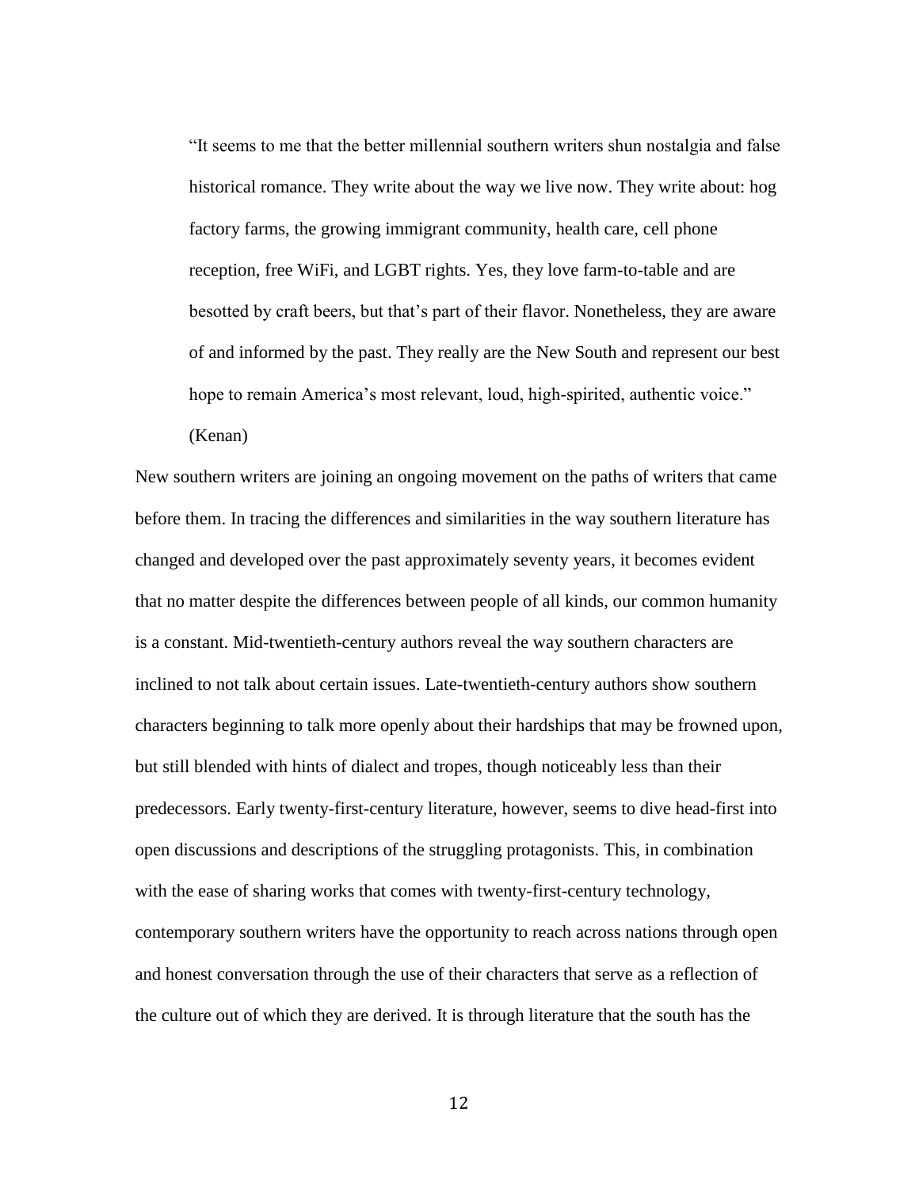> "It seems to me that the better millennial southern writers shun nostalgia and false historical romance. They write about the way we live now. They write about: hog factory farms, the growing immigrant community, health care, cell phone reception, free WiFi, and LGBT rights. Yes, they love farm-to-table and are besotted by craft beers, but that's part of their flavor. Nonetheless, they are aware of and informed by the past. They really are the New South and represent our best hope to remain America's most relevant, loud, high-spirited, authentic voice." (Kenan)

New southern writers are joining an ongoing movement on the paths of writers that came before them. In tracing the differences and similarities in the way southern literature has changed and developed over the past approximately seventy years, it becomes evident that no matter despite the differences between people of all kinds, our common humanity is a constant. Mid-twentieth-century authors reveal the way southern characters are inclined to not talk about certain issues. Late-twentieth-century authors show southern characters beginning to talk more openly about their hardships that may be frowned upon, but still blended with hints of dialect and tropes, though noticeably less than their predecessors. Early twenty-first-century literature, however, seems to dive head-first into open discussions and descriptions of the struggling protagonists. This, in combination with the ease of sharing works that comes with twenty-first-century technology, contemporary southern writers have the opportunity to reach across nations through open and honest conversation through the use of their characters that serve as a reflection of the culture out of which they are derived. It is through literature that the south has the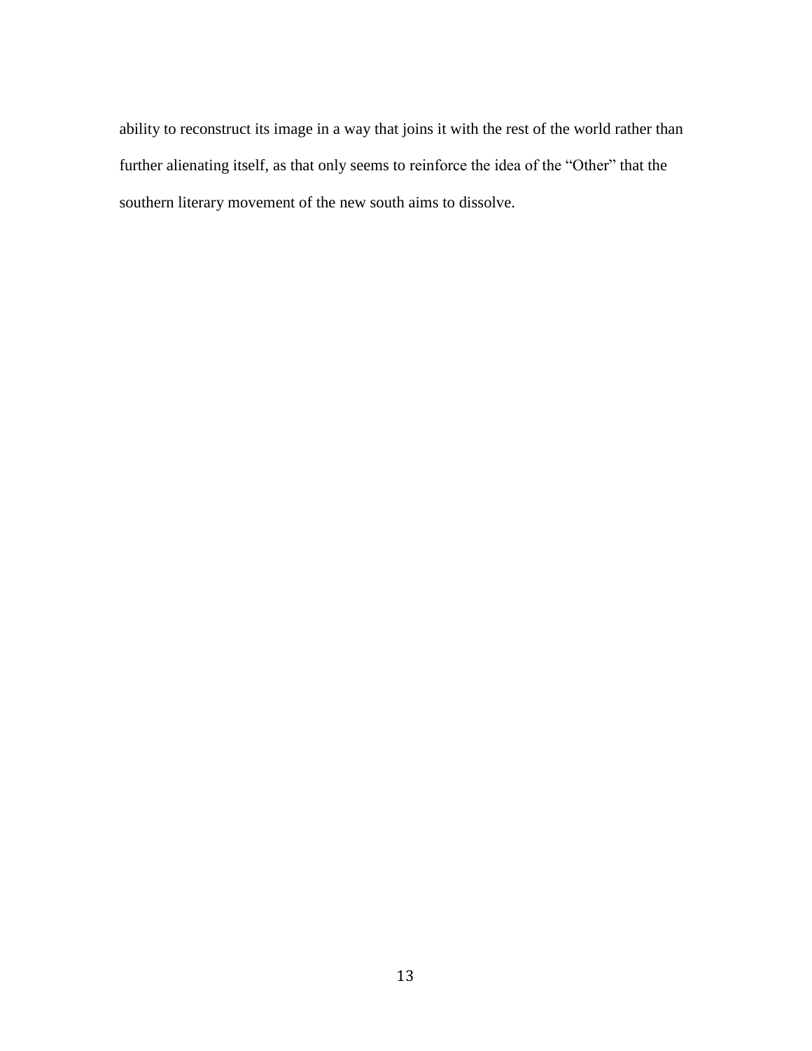ability to reconstruct its image in a way that joins it with the rest of the world rather than further alienating itself, as that only seems to reinforce the idea of the "Other" that the southern literary movement of the new south aims to dissolve.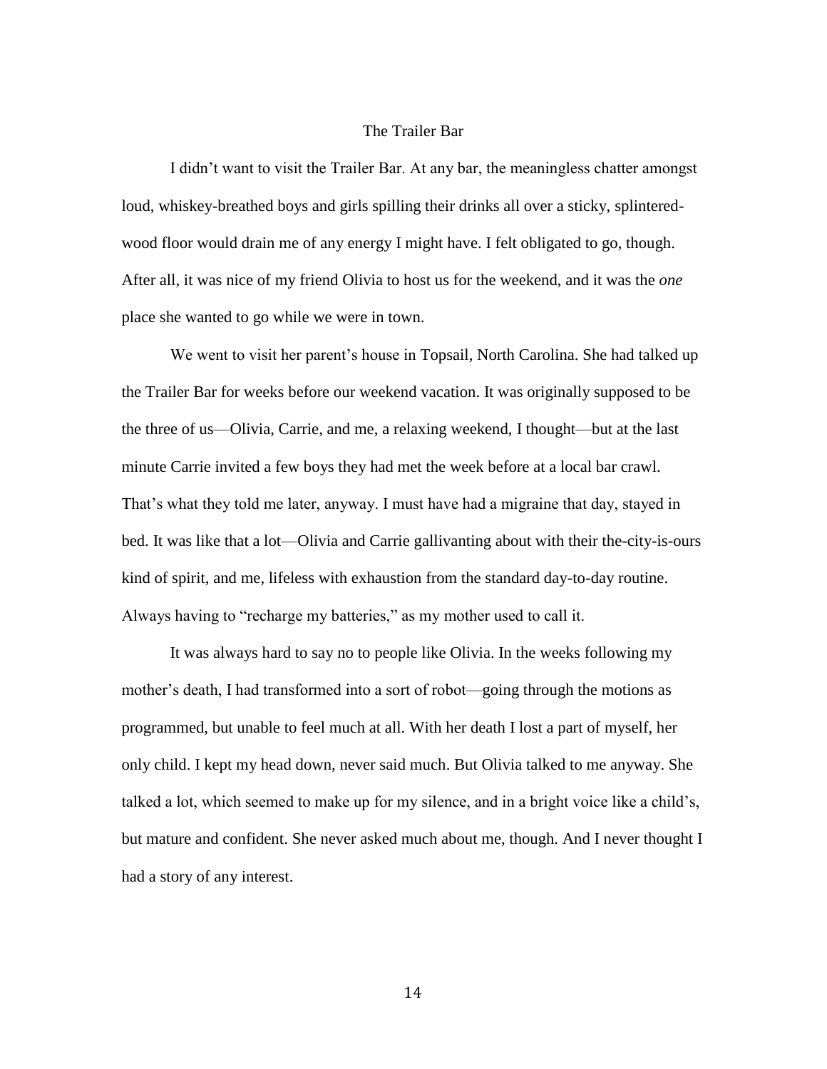# The Trailer Bar

I didn't want to visit the Trailer Bar. At any bar, the meaningless chatter amongst loud, whiskey-breathed boys and girls spilling their drinks all over a sticky, splintered-wood floor would drain me of any energy I might have. I felt obligated to go, though. After all, it was nice of my friend Olivia to host us for the weekend, and it was the *one* place she wanted to go while we were in town.

We went to visit her parent's house in Topsail, North Carolina. She had talked up the Trailer Bar for weeks before our weekend vacation. It was originally supposed to be the three of us—Olivia, Carrie, and me, a relaxing weekend, I thought—but at the last minute Carrie invited a few boys they had met the week before at a local bar crawl. That's what they told me later, anyway. I must have had a migraine that day, stayed in bed. It was like that a lot—Olivia and Carrie gallivanting about with their the-city-is-ours kind of spirit, and me, lifeless with exhaustion from the standard day-to-day routine. Always having to "recharge my batteries," as my mother used to call it.

It was always hard to say no to people like Olivia. In the weeks following my mother's death, I had transformed into a sort of robot—going through the motions as programmed, but unable to feel much at all. With her death I lost a part of myself, her only child. I kept my head down, never said much. But Olivia talked to me anyway. She talked a lot, which seemed to make up for my silence, and in a bright voice like a child's, but mature and confident. She never asked much about me, though. And I never thought I had a story of any interest.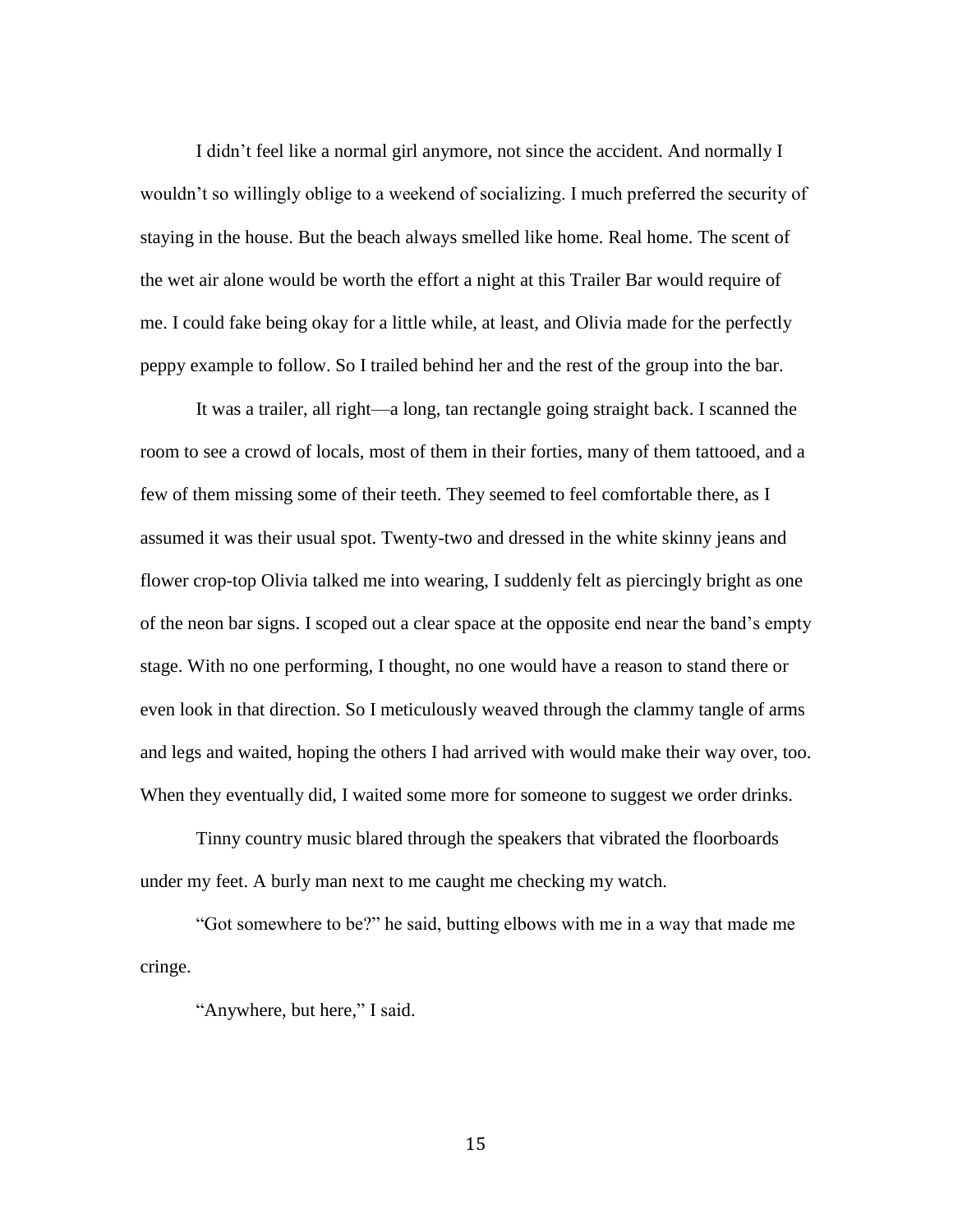I didn't feel like a normal girl anymore, not since the accident. And normally I wouldn't so willingly oblige to a weekend of socializing. I much preferred the security of staying in the house. But the beach always smelled like home. Real home. The scent of the wet air alone would be worth the effort a night at this Trailer Bar would require of me. I could fake being okay for a little while, at least, and Olivia made for the perfectly peppy example to follow. So I trailed behind her and the rest of the group into the bar.

It was a trailer, all right—a long, tan rectangle going straight back. I scanned the room to see a crowd of locals, most of them in their forties, many of them tattooed, and a few of them missing some of their teeth. They seemed to feel comfortable there, as I assumed it was their usual spot. Twenty-two and dressed in the white skinny jeans and flower crop-top Olivia talked me into wearing, I suddenly felt as piercingly bright as one of the neon bar signs. I scoped out a clear space at the opposite end near the band's empty stage. With no one performing, I thought, no one would have a reason to stand there or even look in that direction. So I meticulously weaved through the clammy tangle of arms and legs and waited, hoping the others I had arrived with would make their way over, too. When they eventually did, I waited some more for someone to suggest we order drinks.

Tinny country music blared through the speakers that vibrated the floorboards under my feet. A burly man next to me caught me checking my watch.

"Got somewhere to be?" he said, butting elbows with me in a way that made me cringe.

"Anywhere, but here," I said.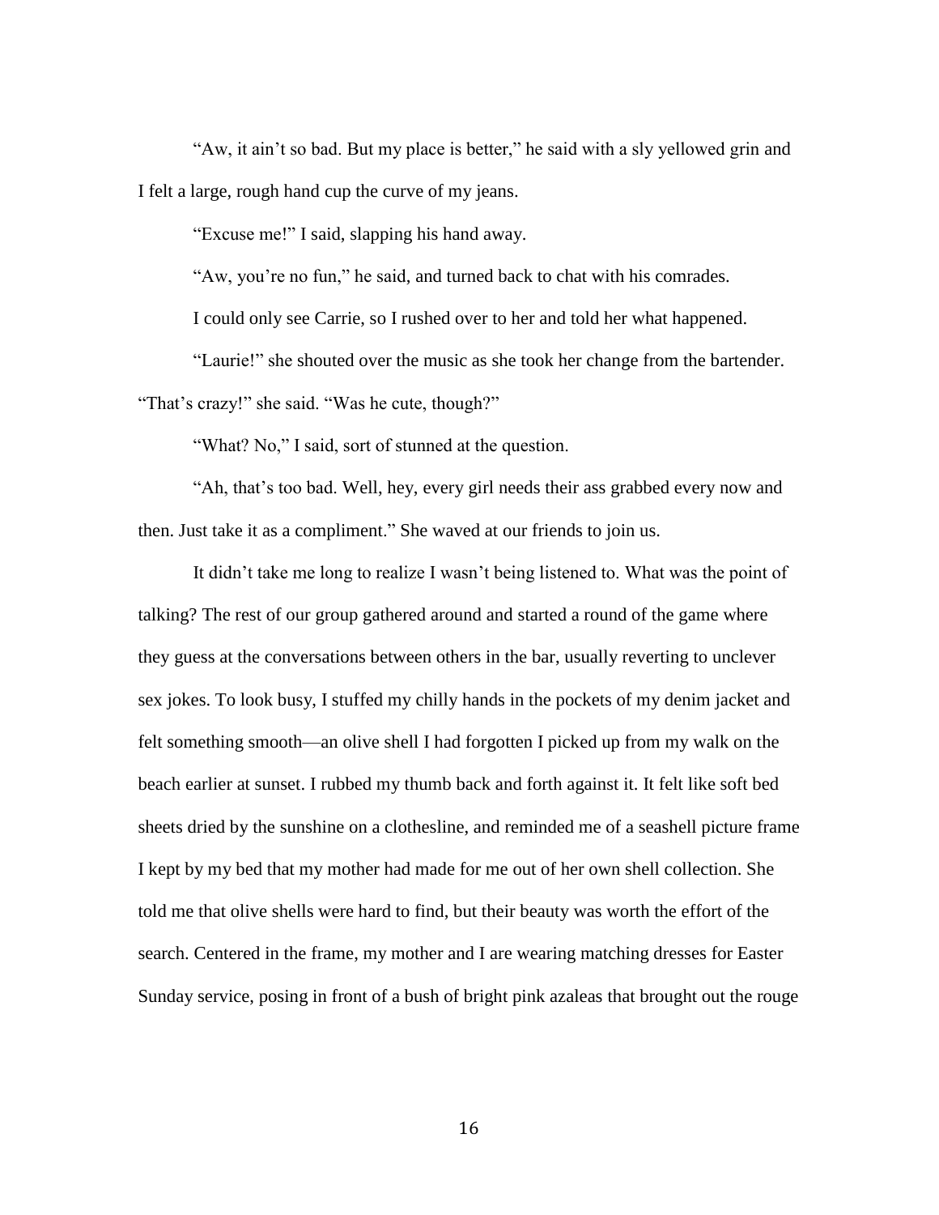"Aw, it ain't so bad. But my place is better," he said with a sly yellowed grin and I felt a large, rough hand cup the curve of my jeans.

"Excuse me!" I said, slapping his hand away.

"Aw, you're no fun," he said, and turned back to chat with his comrades.

I could only see Carrie, so I rushed over to her and told her what happened.

"Laurie!" she shouted over the music as she took her change from the bartender. "That's crazy!" she said. "Was he cute, though?"

"What? No," I said, sort of stunned at the question.

"Ah, that's too bad. Well, hey, every girl needs their ass grabbed every now and then. Just take it as a compliment." She waved at our friends to join us.

It didn't take me long to realize I wasn't being listened to. What was the point of talking? The rest of our group gathered around and started a round of the game where they guess at the conversations between others in the bar, usually reverting to unclever sex jokes. To look busy, I stuffed my chilly hands in the pockets of my denim jacket and felt something smooth—an olive shell I had forgotten I picked up from my walk on the beach earlier at sunset. I rubbed my thumb back and forth against it. It felt like soft bed sheets dried by the sunshine on a clothesline, and reminded me of a seashell picture frame I kept by my bed that my mother had made for me out of her own shell collection. She told me that olive shells were hard to find, but their beauty was worth the effort of the search. Centered in the frame, my mother and I are wearing matching dresses for Easter Sunday service, posing in front of a bush of bright pink azaleas that brought out the rouge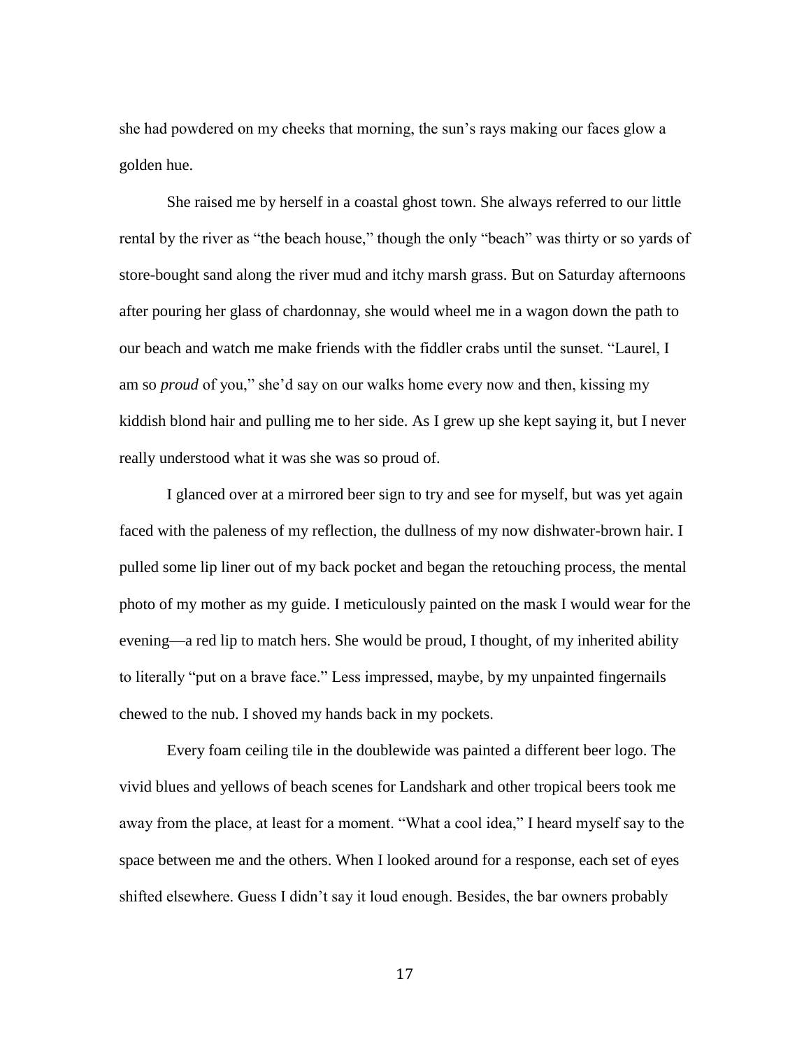she had powdered on my cheeks that morning, the sun's rays making our faces glow a golden hue.

She raised me by herself in a coastal ghost town. She always referred to our little rental by the river as "the beach house," though the only "beach" was thirty or so yards of store-bought sand along the river mud and itchy marsh grass. But on Saturday afternoons after pouring her glass of chardonnay, she would wheel me in a wagon down the path to our beach and watch me make friends with the fiddler crabs until the sunset. "Laurel, I am so *proud* of you," she'd say on our walks home every now and then, kissing my kiddish blond hair and pulling me to her side. As I grew up she kept saying it, but I never really understood what it was she was so proud of.

I glanced over at a mirrored beer sign to try and see for myself, but was yet again faced with the paleness of my reflection, the dullness of my now dishwater-brown hair. I pulled some lip liner out of my back pocket and began the retouching process, the mental photo of my mother as my guide. I meticulously painted on the mask I would wear for the evening—a red lip to match hers. She would be proud, I thought, of my inherited ability to literally "put on a brave face." Less impressed, maybe, by my unpainted fingernails chewed to the nub. I shoved my hands back in my pockets.

Every foam ceiling tile in the doublewide was painted a different beer logo. The vivid blues and yellows of beach scenes for Landshark and other tropical beers took me away from the place, at least for a moment. "What a cool idea," I heard myself say to the space between me and the others. When I looked around for a response, each set of eyes shifted elsewhere. Guess I didn't say it loud enough. Besides, the bar owners probably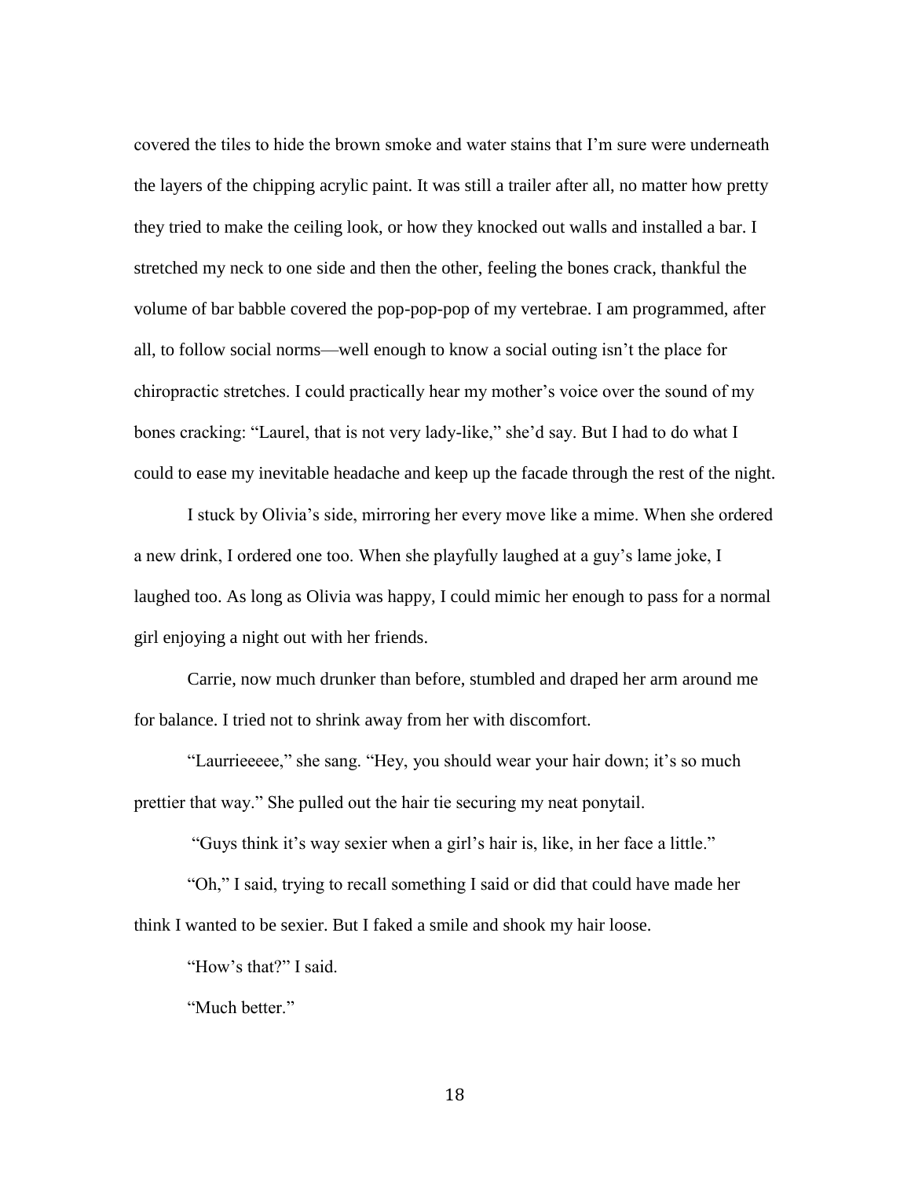covered the tiles to hide the brown smoke and water stains that I'm sure were underneath the layers of the chipping acrylic paint. It was still a trailer after all, no matter how pretty they tried to make the ceiling look, or how they knocked out walls and installed a bar. I stretched my neck to one side and then the other, feeling the bones crack, thankful the volume of bar babble covered the pop-pop-pop of my vertebrae. I am programmed, after all, to follow social norms—well enough to know a social outing isn't the place for chiropractic stretches. I could practically hear my mother's voice over the sound of my bones cracking: "Laurel, that is not very lady-like," she'd say. But I had to do what I could to ease my inevitable headache and keep up the facade through the rest of the night.

I stuck by Olivia's side, mirroring her every move like a mime. When she ordered a new drink, I ordered one too. When she playfully laughed at a guy's lame joke, I laughed too. As long as Olivia was happy, I could mimic her enough to pass for a normal girl enjoying a night out with her friends.

Carrie, now much drunker than before, stumbled and draped her arm around me for balance. I tried not to shrink away from her with discomfort.

"Laurrieeeee," she sang. "Hey, you should wear your hair down; it's so much prettier that way." She pulled out the hair tie securing my neat ponytail.

"Guys think it's way sexier when a girl's hair is, like, in her face a little."

"Oh," I said, trying to recall something I said or did that could have made her think I wanted to be sexier. But I faked a smile and shook my hair loose.

"How's that?" I said.

"Much better."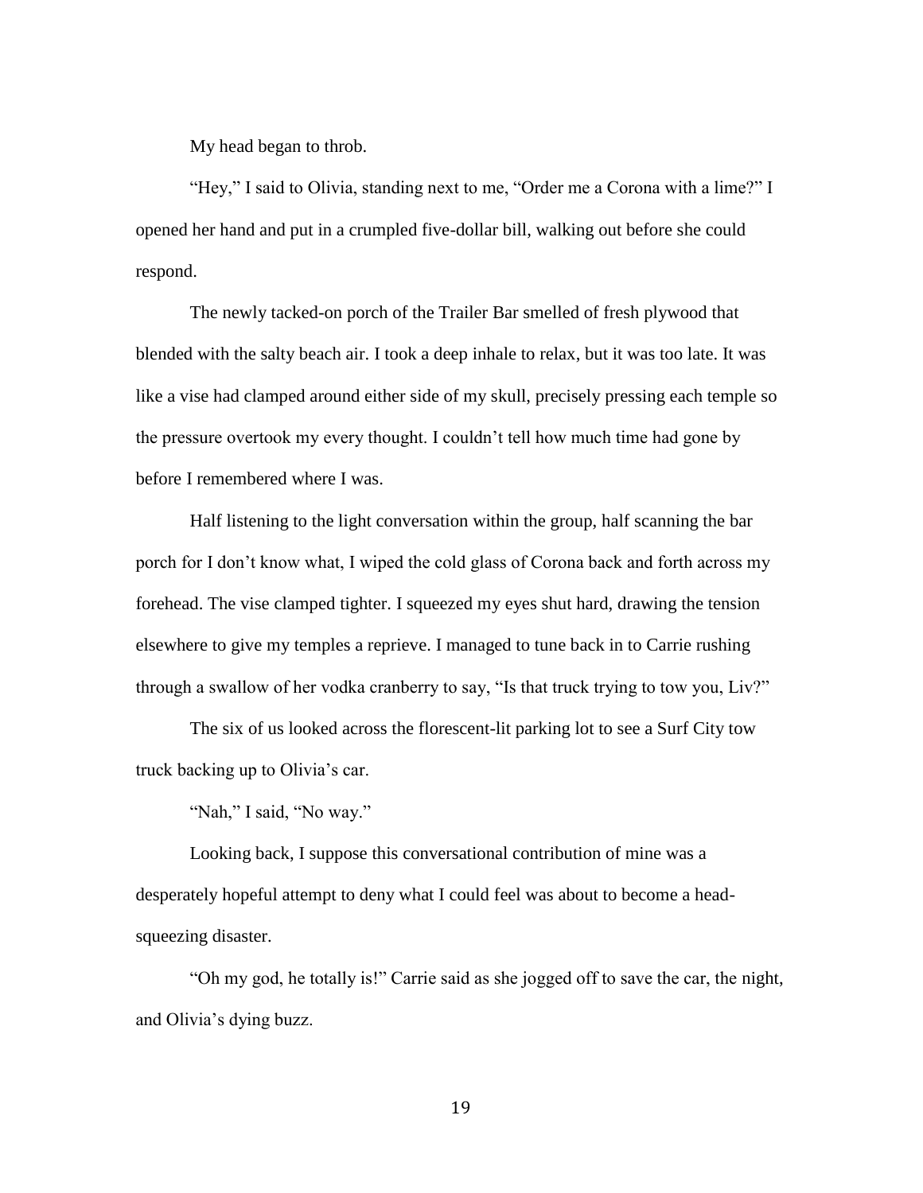My head began to throb.

"Hey," I said to Olivia, standing next to me, "Order me a Corona with a lime?" I opened her hand and put in a crumpled five-dollar bill, walking out before she could respond.

The newly tacked-on porch of the Trailer Bar smelled of fresh plywood that blended with the salty beach air. I took a deep inhale to relax, but it was too late. It was like a vise had clamped around either side of my skull, precisely pressing each temple so the pressure overtook my every thought. I couldn't tell how much time had gone by before I remembered where I was.

Half listening to the light conversation within the group, half scanning the bar porch for I don't know what, I wiped the cold glass of Corona back and forth across my forehead. The vise clamped tighter. I squeezed my eyes shut hard, drawing the tension elsewhere to give my temples a reprieve. I managed to tune back in to Carrie rushing through a swallow of her vodka cranberry to say, "Is that truck trying to tow you, Liv?"

The six of us looked across the florescent-lit parking lot to see a Surf City tow truck backing up to Olivia's car.

"Nah," I said, "No way."

Looking back, I suppose this conversational contribution of mine was a desperately hopeful attempt to deny what I could feel was about to become a head-squeezing disaster.

"Oh my god, he totally is!" Carrie said as she jogged off to save the car, the night, and Olivia's dying buzz.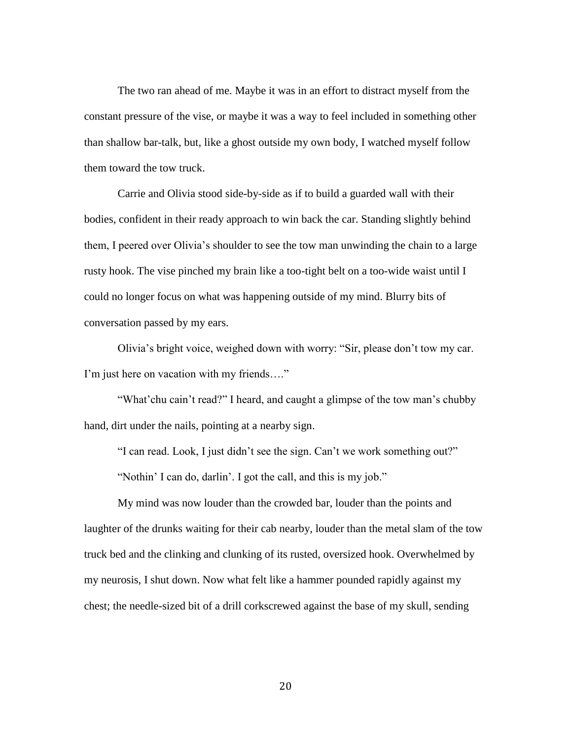The two ran ahead of me. Maybe it was in an effort to distract myself from the constant pressure of the vise, or maybe it was a way to feel included in something other than shallow bar-talk, but, like a ghost outside my own body, I watched myself follow them toward the tow truck.

Carrie and Olivia stood side-by-side as if to build a guarded wall with their bodies, confident in their ready approach to win back the car. Standing slightly behind them, I peered over Olivia's shoulder to see the tow man unwinding the chain to a large rusty hook. The vise pinched my brain like a too-tight belt on a too-wide waist until I could no longer focus on what was happening outside of my mind. Blurry bits of conversation passed by my ears.

Olivia's bright voice, weighed down with worry: "Sir, please don't tow my car. I'm just here on vacation with my friends…."

"What'chu cain't read?" I heard, and caught a glimpse of the tow man's chubby hand, dirt under the nails, pointing at a nearby sign.

"I can read. Look, I just didn't see the sign. Can't we work something out?"

"Nothin' I can do, darlin'. I got the call, and this is my job."

My mind was now louder than the crowded bar, louder than the points and laughter of the drunks waiting for their cab nearby, louder than the metal slam of the tow truck bed and the clinking and clunking of its rusted, oversized hook. Overwhelmed by my neurosis, I shut down. Now what felt like a hammer pounded rapidly against my chest; the needle-sized bit of a drill corkscrewed against the base of my skull, sending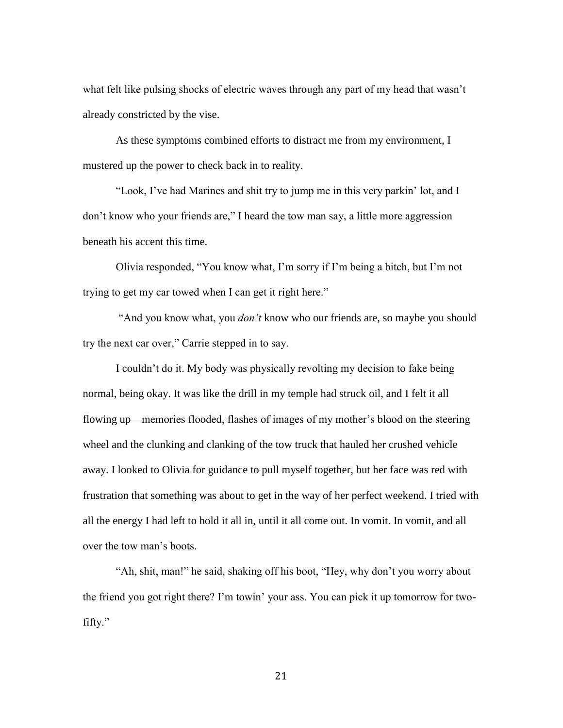what felt like pulsing shocks of electric waves through any part of my head that wasn't already constricted by the vise.

As these symptoms combined efforts to distract me from my environment, I mustered up the power to check back in to reality.

"Look, I've had Marines and shit try to jump me in this very parkin' lot, and I don't know who your friends are," I heard the tow man say, a little more aggression beneath his accent this time.

Olivia responded, "You know what, I'm sorry if I'm being a bitch, but I'm not trying to get my car towed when I can get it right here."

"And you know what, you *don't* know who our friends are, so maybe you should try the next car over," Carrie stepped in to say.

I couldn't do it. My body was physically revolting my decision to fake being normal, being okay. It was like the drill in my temple had struck oil, and I felt it all flowing up—memories flooded, flashes of images of my mother's blood on the steering wheel and the clunking and clanking of the tow truck that hauled her crushed vehicle away. I looked to Olivia for guidance to pull myself together, but her face was red with frustration that something was about to get in the way of her perfect weekend. I tried with all the energy I had left to hold it all in, until it all come out. In vomit. In vomit, and all over the tow man's boots.

"Ah, shit, man!" he said, shaking off his boot, "Hey, why don't you worry about the friend you got right there? I'm towin' your ass. You can pick it up tomorrow for two-fifty."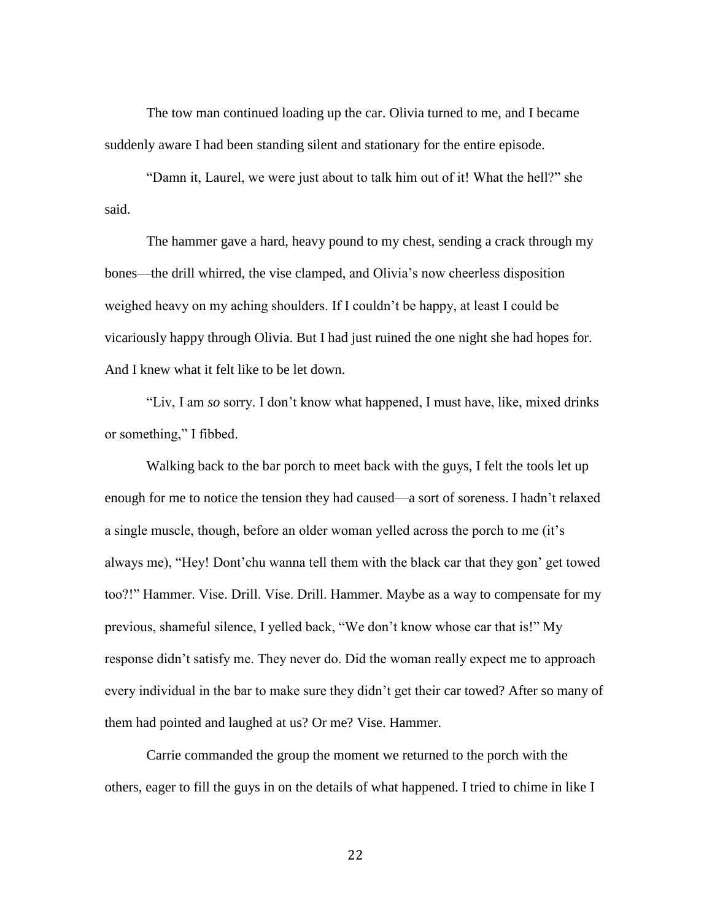The tow man continued loading up the car. Olivia turned to me, and I became suddenly aware I had been standing silent and stationary for the entire episode.

"Damn it, Laurel, we were just about to talk him out of it! What the hell?" she said.

The hammer gave a hard, heavy pound to my chest, sending a crack through my bones—the drill whirred, the vise clamped, and Olivia's now cheerless disposition weighed heavy on my aching shoulders. If I couldn't be happy, at least I could be vicariously happy through Olivia. But I had just ruined the one night she had hopes for. And I knew what it felt like to be let down.

"Liv, I am *so* sorry. I don't know what happened, I must have, like, mixed drinks or something," I fibbed.

Walking back to the bar porch to meet back with the guys, I felt the tools let up enough for me to notice the tension they had caused—a sort of soreness. I hadn't relaxed a single muscle, though, before an older woman yelled across the porch to me (it's always me), "Hey! Dont'chu wanna tell them with the black car that they gon' get towed too?!" Hammer. Vise. Drill. Vise. Drill. Hammer. Maybe as a way to compensate for my previous, shameful silence, I yelled back, "We don't know whose car that is!" My response didn't satisfy me. They never do. Did the woman really expect me to approach every individual in the bar to make sure they didn't get their car towed? After so many of them had pointed and laughed at us? Or me? Vise. Hammer.

Carrie commanded the group the moment we returned to the porch with the others, eager to fill the guys in on the details of what happened. I tried to chime in like I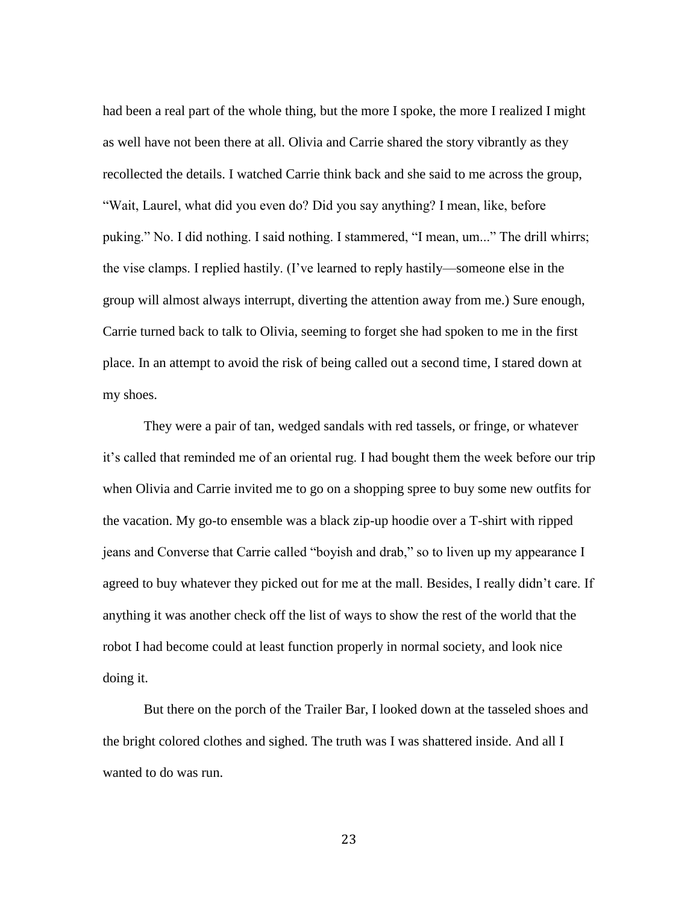had been a real part of the whole thing, but the more I spoke, the more I realized I might as well have not been there at all. Olivia and Carrie shared the story vibrantly as they recollected the details. I watched Carrie think back and she said to me across the group, "Wait, Laurel, what did you even do? Did you say anything? I mean, like, before puking." No. I did nothing. I said nothing. I stammered, "I mean, um..." The drill whirrs; the vise clamps. I replied hastily. (I've learned to reply hastily—someone else in the group will almost always interrupt, diverting the attention away from me.) Sure enough, Carrie turned back to talk to Olivia, seeming to forget she had spoken to me in the first place. In an attempt to avoid the risk of being called out a second time, I stared down at my shoes.

They were a pair of tan, wedged sandals with red tassels, or fringe, or whatever it's called that reminded me of an oriental rug. I had bought them the week before our trip when Olivia and Carrie invited me to go on a shopping spree to buy some new outfits for the vacation. My go-to ensemble was a black zip-up hoodie over a T-shirt with ripped jeans and Converse that Carrie called "boyish and drab," so to liven up my appearance I agreed to buy whatever they picked out for me at the mall. Besides, I really didn't care. If anything it was another check off the list of ways to show the rest of the world that the robot I had become could at least function properly in normal society, and look nice doing it.

But there on the porch of the Trailer Bar, I looked down at the tasseled shoes and the bright colored clothes and sighed. The truth was I was shattered inside. And all I wanted to do was run.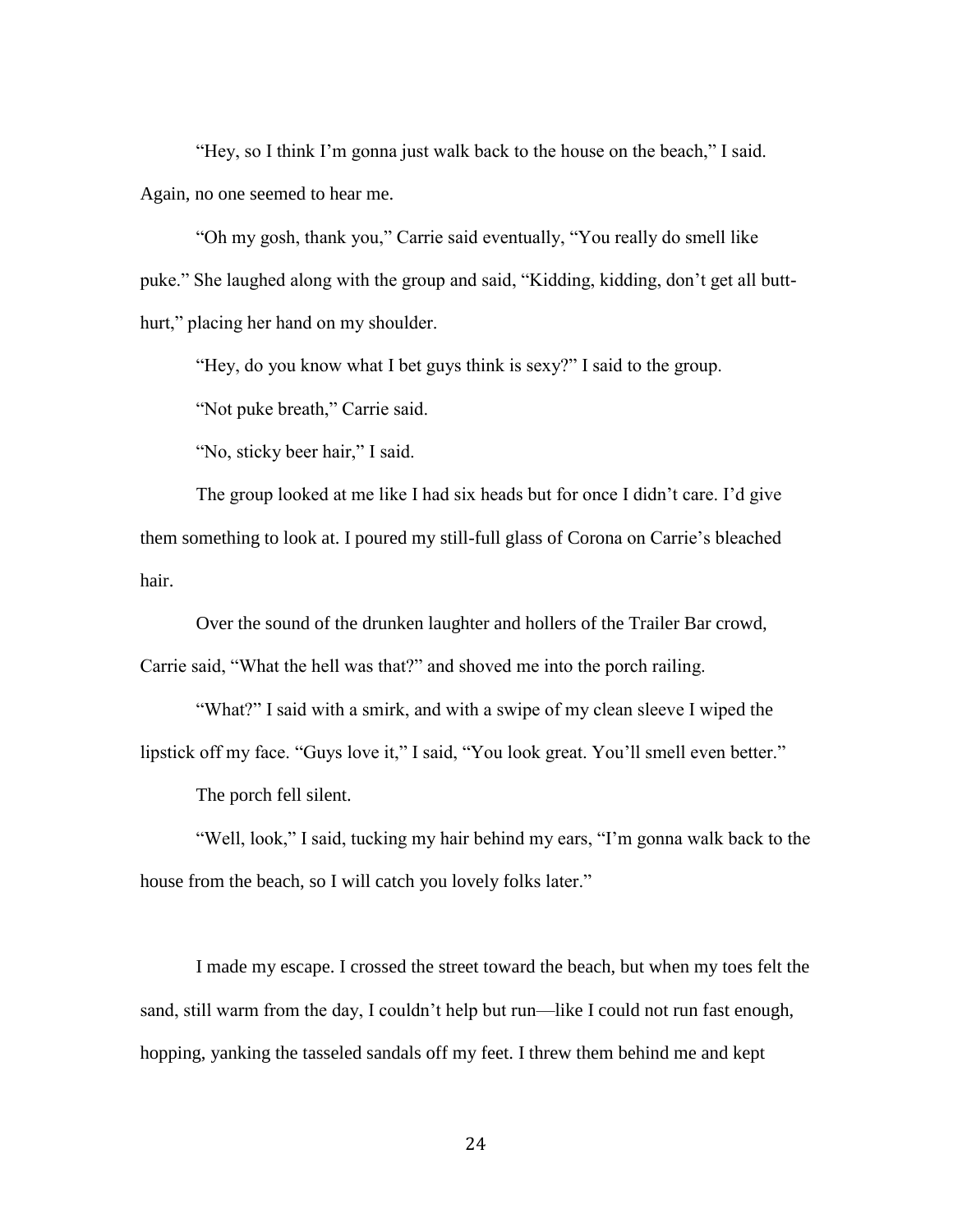"Hey, so I think I'm gonna just walk back to the house on the beach," I said. Again, no one seemed to hear me.

"Oh my gosh, thank you," Carrie said eventually, "You really do smell like puke." She laughed along with the group and said, "Kidding, kidding, don't get all butt-hurt," placing her hand on my shoulder.

"Hey, do you know what I bet guys think is sexy?" I said to the group.

"Not puke breath," Carrie said.

"No, sticky beer hair," I said.

The group looked at me like I had six heads but for once I didn't care. I'd give them something to look at. I poured my still-full glass of Corona on Carrie's bleached hair.

Over the sound of the drunken laughter and hollers of the Trailer Bar crowd, Carrie said, "What the hell was that?" and shoved me into the porch railing.

"What?" I said with a smirk, and with a swipe of my clean sleeve I wiped the lipstick off my face. "Guys love it," I said, "You look great. You'll smell even better."

The porch fell silent.

"Well, look," I said, tucking my hair behind my ears, "I'm gonna walk back to the house from the beach, so I will catch you lovely folks later."

I made my escape. I crossed the street toward the beach, but when my toes felt the sand, still warm from the day, I couldn't help but run—like I could not run fast enough, hopping, yanking the tasseled sandals off my feet. I threw them behind me and kept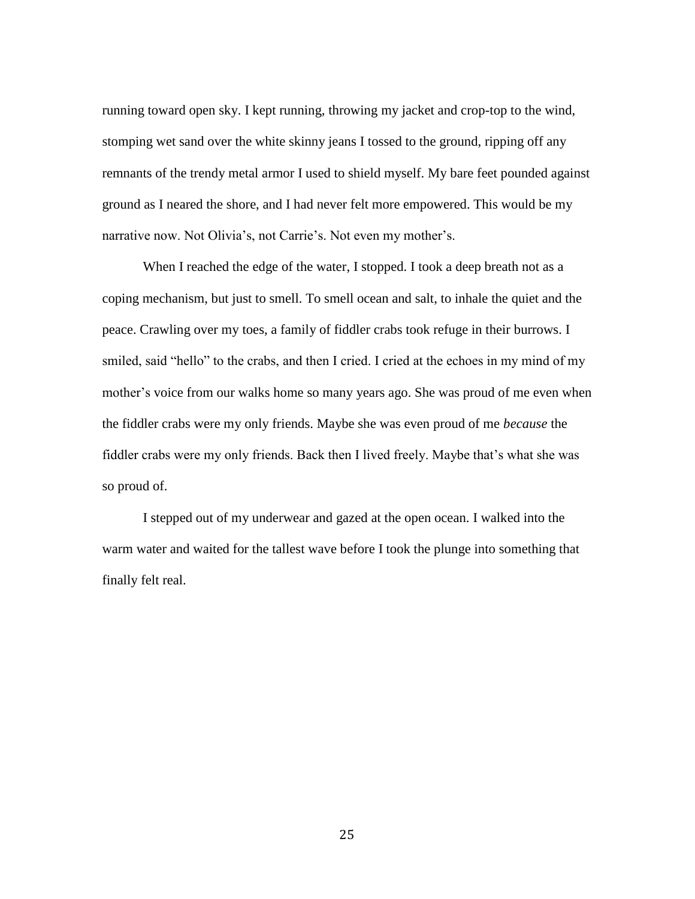running toward open sky. I kept running, throwing my jacket and crop-top to the wind, stomping wet sand over the white skinny jeans I tossed to the ground, ripping off any remnants of the trendy metal armor I used to shield myself. My bare feet pounded against ground as I neared the shore, and I had never felt more empowered. This would be my narrative now. Not Olivia's, not Carrie's. Not even my mother's.

When I reached the edge of the water, I stopped. I took a deep breath not as a coping mechanism, but just to smell. To smell ocean and salt, to inhale the quiet and the peace. Crawling over my toes, a family of fiddler crabs took refuge in their burrows. I smiled, said "hello" to the crabs, and then I cried. I cried at the echoes in my mind of my mother's voice from our walks home so many years ago. She was proud of me even when the fiddler crabs were my only friends. Maybe she was even proud of me *because* the fiddler crabs were my only friends. Back then I lived freely. Maybe that's what she was so proud of.

I stepped out of my underwear and gazed at the open ocean. I walked into the warm water and waited for the tallest wave before I took the plunge into something that finally felt real.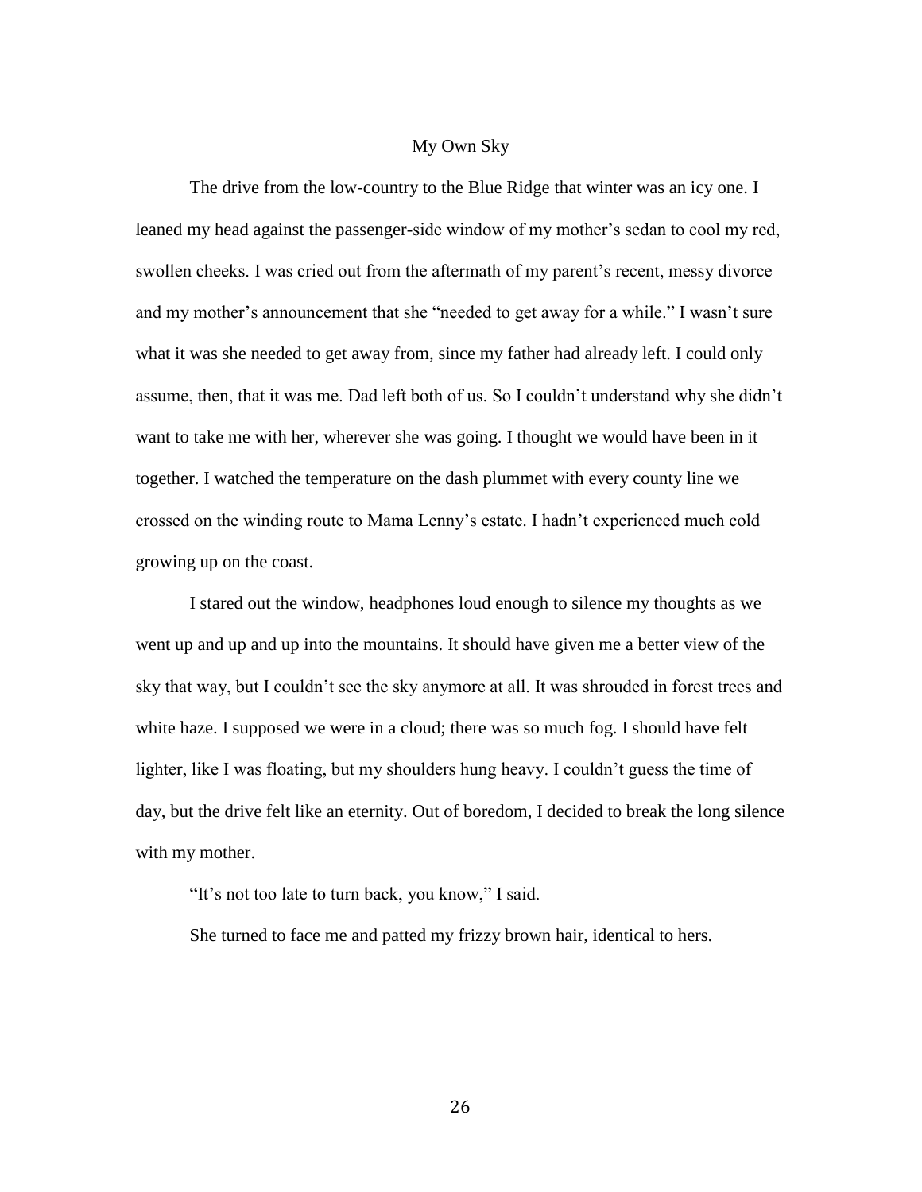## My Own Sky

The drive from the low-country to the Blue Ridge that winter was an icy one. I leaned my head against the passenger-side window of my mother's sedan to cool my red, swollen cheeks. I was cried out from the aftermath of my parent's recent, messy divorce and my mother's announcement that she "needed to get away for a while." I wasn't sure what it was she needed to get away from, since my father had already left. I could only assume, then, that it was me. Dad left both of us. So I couldn't understand why she didn't want to take me with her, wherever she was going. I thought we would have been in it together. I watched the temperature on the dash plummet with every county line we crossed on the winding route to Mama Lenny's estate. I hadn't experienced much cold growing up on the coast.

I stared out the window, headphones loud enough to silence my thoughts as we went up and up and up into the mountains. It should have given me a better view of the sky that way, but I couldn't see the sky anymore at all. It was shrouded in forest trees and white haze. I supposed we were in a cloud; there was so much fog. I should have felt lighter, like I was floating, but my shoulders hung heavy. I couldn't guess the time of day, but the drive felt like an eternity. Out of boredom, I decided to break the long silence with my mother.

"It's not too late to turn back, you know," I said.

She turned to face me and patted my frizzy brown hair, identical to hers.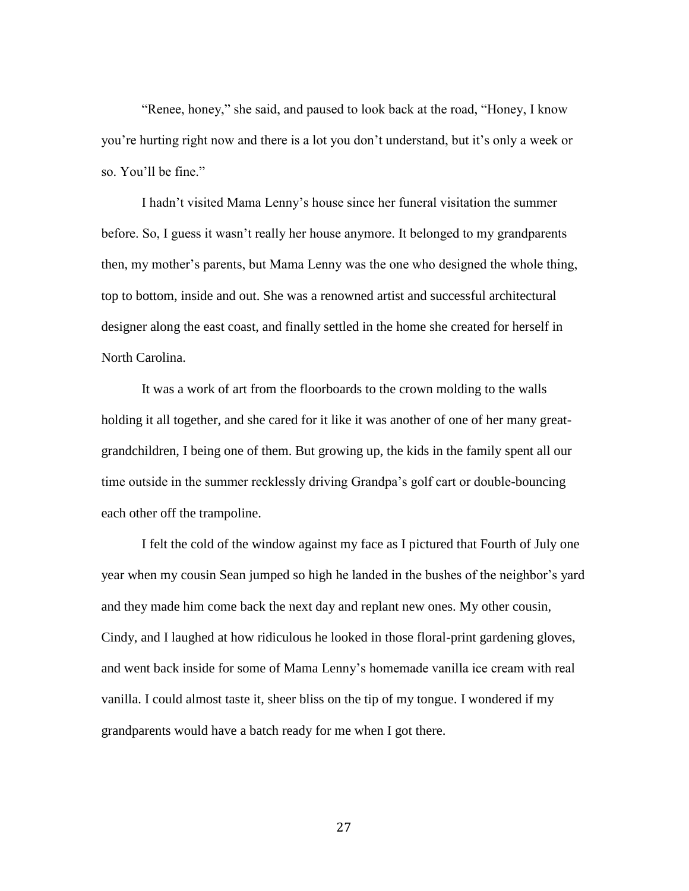"Renee, honey," she said, and paused to look back at the road, "Honey, I know you're hurting right now and there is a lot you don't understand, but it's only a week or so. You'll be fine."

I hadn't visited Mama Lenny's house since her funeral visitation the summer before. So, I guess it wasn't really her house anymore. It belonged to my grandparents then, my mother's parents, but Mama Lenny was the one who designed the whole thing, top to bottom, inside and out. She was a renowned artist and successful architectural designer along the east coast, and finally settled in the home she created for herself in North Carolina.

It was a work of art from the floorboards to the crown molding to the walls holding it all together, and she cared for it like it was another of one of her many great-grandchildren, I being one of them. But growing up, the kids in the family spent all our time outside in the summer recklessly driving Grandpa's golf cart or double-bouncing each other off the trampoline.

I felt the cold of the window against my face as I pictured that Fourth of July one year when my cousin Sean jumped so high he landed in the bushes of the neighbor's yard and they made him come back the next day and replant new ones. My other cousin, Cindy, and I laughed at how ridiculous he looked in those floral-print gardening gloves, and went back inside for some of Mama Lenny's homemade vanilla ice cream with real vanilla. I could almost taste it, sheer bliss on the tip of my tongue. I wondered if my grandparents would have a batch ready for me when I got there.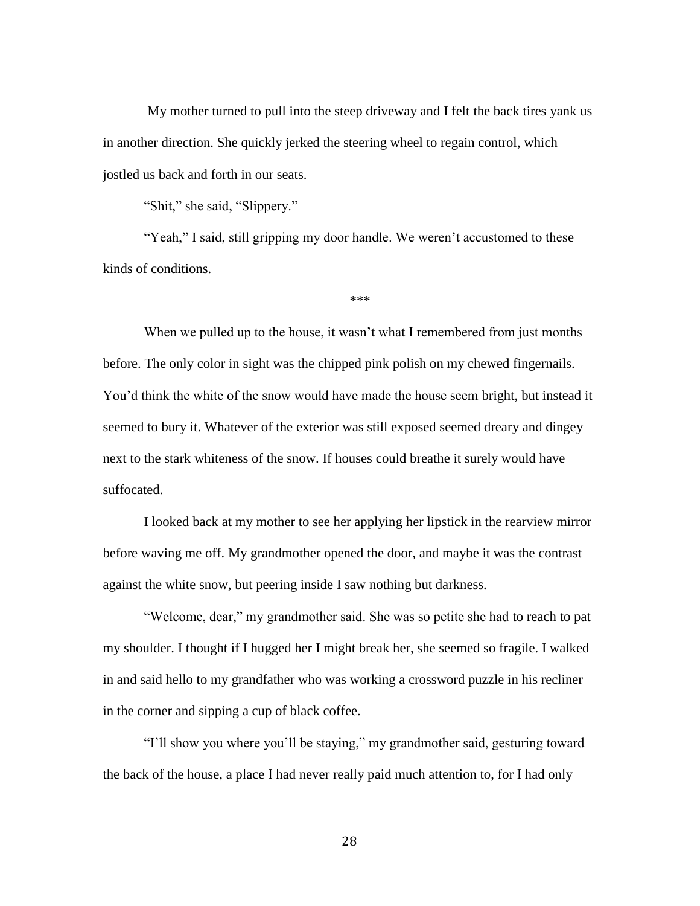My mother turned to pull into the steep driveway and I felt the back tires yank us in another direction. She quickly jerked the steering wheel to regain control, which jostled us back and forth in our seats.

"Shit," she said, "Slippery."

"Yeah," I said, still gripping my door handle. We weren't accustomed to these kinds of conditions.

***

When we pulled up to the house, it wasn't what I remembered from just months before. The only color in sight was the chipped pink polish on my chewed fingernails. You'd think the white of the snow would have made the house seem bright, but instead it seemed to bury it. Whatever of the exterior was still exposed seemed dreary and dingey next to the stark whiteness of the snow. If houses could breathe it surely would have suffocated.

I looked back at my mother to see her applying her lipstick in the rearview mirror before waving me off. My grandmother opened the door, and maybe it was the contrast against the white snow, but peering inside I saw nothing but darkness.

"Welcome, dear," my grandmother said. She was so petite she had to reach to pat my shoulder. I thought if I hugged her I might break her, she seemed so fragile. I walked in and said hello to my grandfather who was working a crossword puzzle in his recliner in the corner and sipping a cup of black coffee.

"I'll show you where you'll be staying," my grandmother said, gesturing toward the back of the house, a place I had never really paid much attention to, for I had only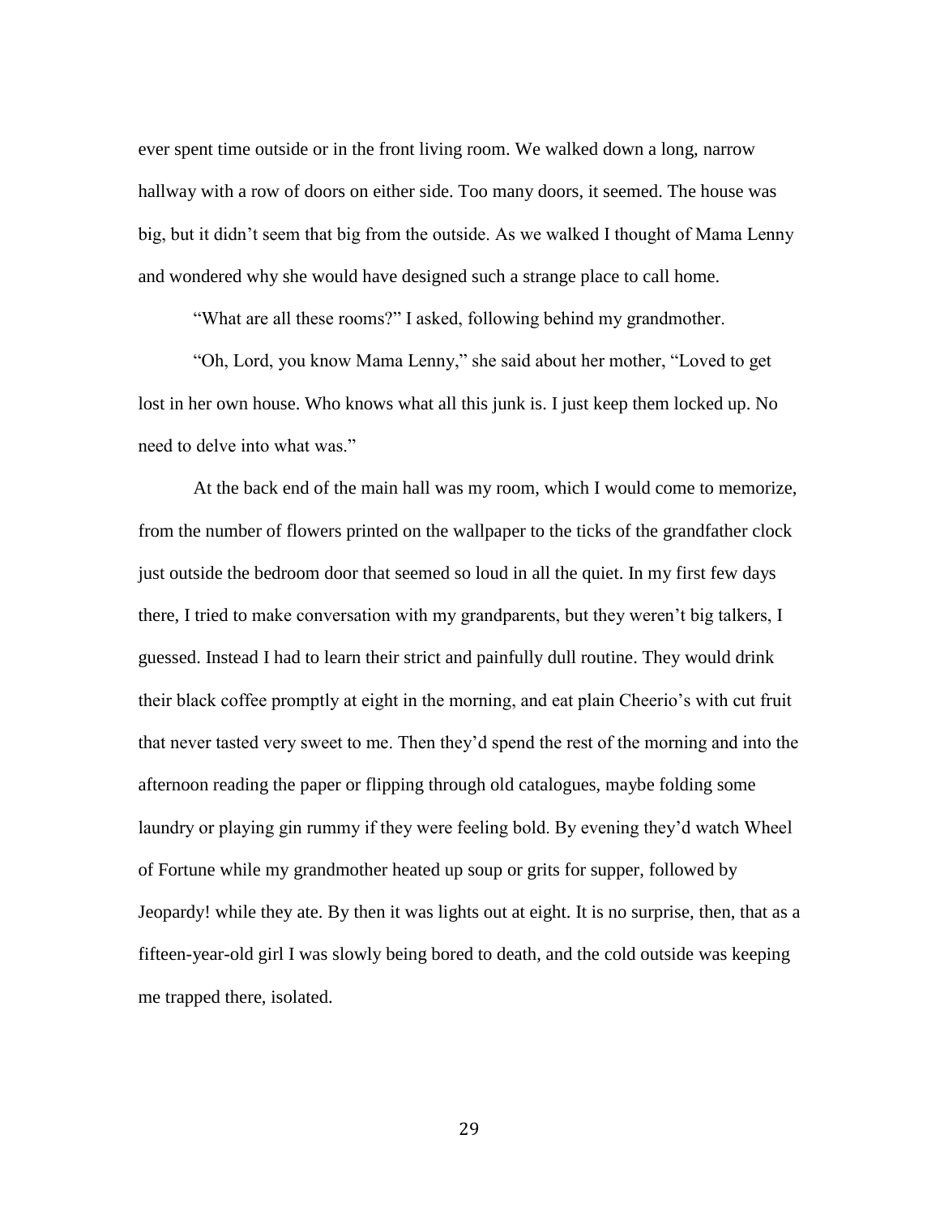ever spent time outside or in the front living room. We walked down a long, narrow hallway with a row of doors on either side. Too many doors, it seemed. The house was big, but it didn't seem that big from the outside. As we walked I thought of Mama Lenny and wondered why she would have designed such a strange place to call home.

"What are all these rooms?" I asked, following behind my grandmother.

"Oh, Lord, you know Mama Lenny," she said about her mother, "Loved to get lost in her own house. Who knows what all this junk is. I just keep them locked up. No need to delve into what was."

At the back end of the main hall was my room, which I would come to memorize, from the number of flowers printed on the wallpaper to the ticks of the grandfather clock just outside the bedroom door that seemed so loud in all the quiet. In my first few days there, I tried to make conversation with my grandparents, but they weren't big talkers, I guessed. Instead I had to learn their strict and painfully dull routine. They would drink their black coffee promptly at eight in the morning, and eat plain Cheerio's with cut fruit that never tasted very sweet to me. Then they'd spend the rest of the morning and into the afternoon reading the paper or flipping through old catalogues, maybe folding some laundry or playing gin rummy if they were feeling bold. By evening they'd watch Wheel of Fortune while my grandmother heated up soup or grits for supper, followed by Jeopardy! while they ate. By then it was lights out at eight. It is no surprise, then, that as a fifteen-year-old girl I was slowly being bored to death, and the cold outside was keeping me trapped there, isolated.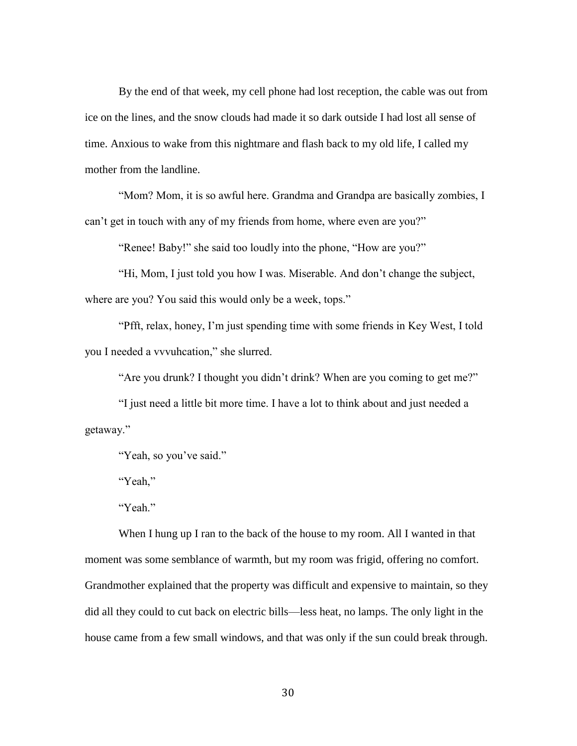By the end of that week, my cell phone had lost reception, the cable was out from ice on the lines, and the snow clouds had made it so dark outside I had lost all sense of time. Anxious to wake from this nightmare and flash back to my old life, I called my mother from the landline.

"Mom? Mom, it is so awful here. Grandma and Grandpa are basically zombies, I can't get in touch with any of my friends from home, where even are you?"

"Renee! Baby!" she said too loudly into the phone, "How are you?"

"Hi, Mom, I just told you how I was. Miserable. And don't change the subject, where are you? You said this would only be a week, tops."

"Pfft, relax, honey, I'm just spending time with some friends in Key West, I told you I needed a vvvuhcation," she slurred.

"Are you drunk? I thought you didn't drink? When are you coming to get me?"

"I just need a little bit more time. I have a lot to think about and just needed a getaway."

"Yeah, so you've said."

"Yeah,"

"Yeah."

When I hung up I ran to the back of the house to my room. All I wanted in that moment was some semblance of warmth, but my room was frigid, offering no comfort. Grandmother explained that the property was difficult and expensive to maintain, so they did all they could to cut back on electric bills—less heat, no lamps. The only light in the house came from a few small windows, and that was only if the sun could break through.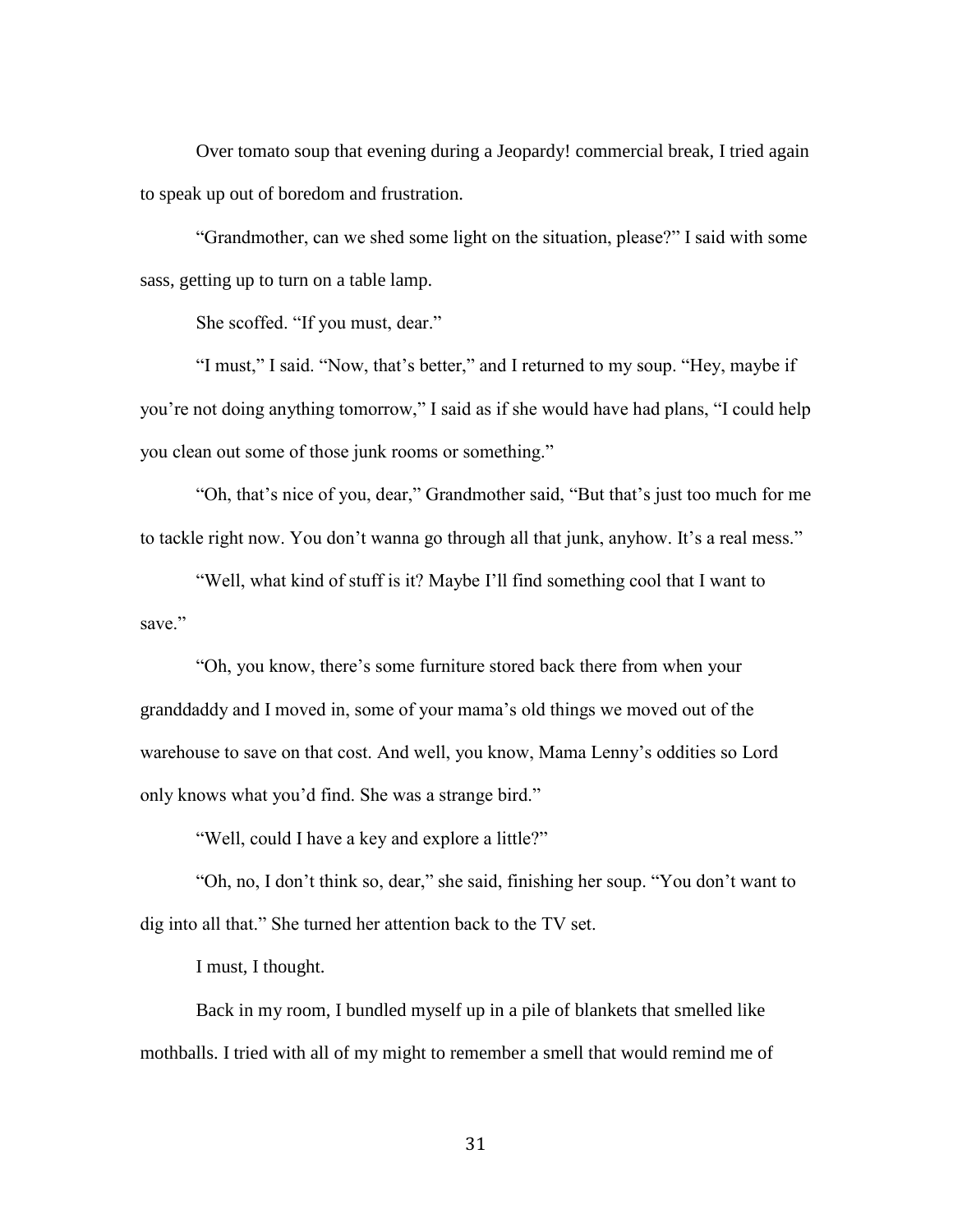Over tomato soup that evening during a Jeopardy! commercial break, I tried again to speak up out of boredom and frustration.

"Grandmother, can we shed some light on the situation, please?" I said with some sass, getting up to turn on a table lamp.

She scoffed. "If you must, dear."

"I must," I said. "Now, that's better," and I returned to my soup. "Hey, maybe if you're not doing anything tomorrow," I said as if she would have had plans, "I could help you clean out some of those junk rooms or something."

"Oh, that's nice of you, dear," Grandmother said, "But that's just too much for me to tackle right now. You don't wanna go through all that junk, anyhow. It's a real mess."

"Well, what kind of stuff is it? Maybe I'll find something cool that I want to save."

"Oh, you know, there's some furniture stored back there from when your granddaddy and I moved in, some of your mama's old things we moved out of the warehouse to save on that cost. And well, you know, Mama Lenny's oddities so Lord only knows what you'd find. She was a strange bird."

"Well, could I have a key and explore a little?"

"Oh, no, I don't think so, dear," she said, finishing her soup. "You don't want to dig into all that." She turned her attention back to the TV set.

I must, I thought.

Back in my room, I bundled myself up in a pile of blankets that smelled like mothballs. I tried with all of my might to remember a smell that would remind me of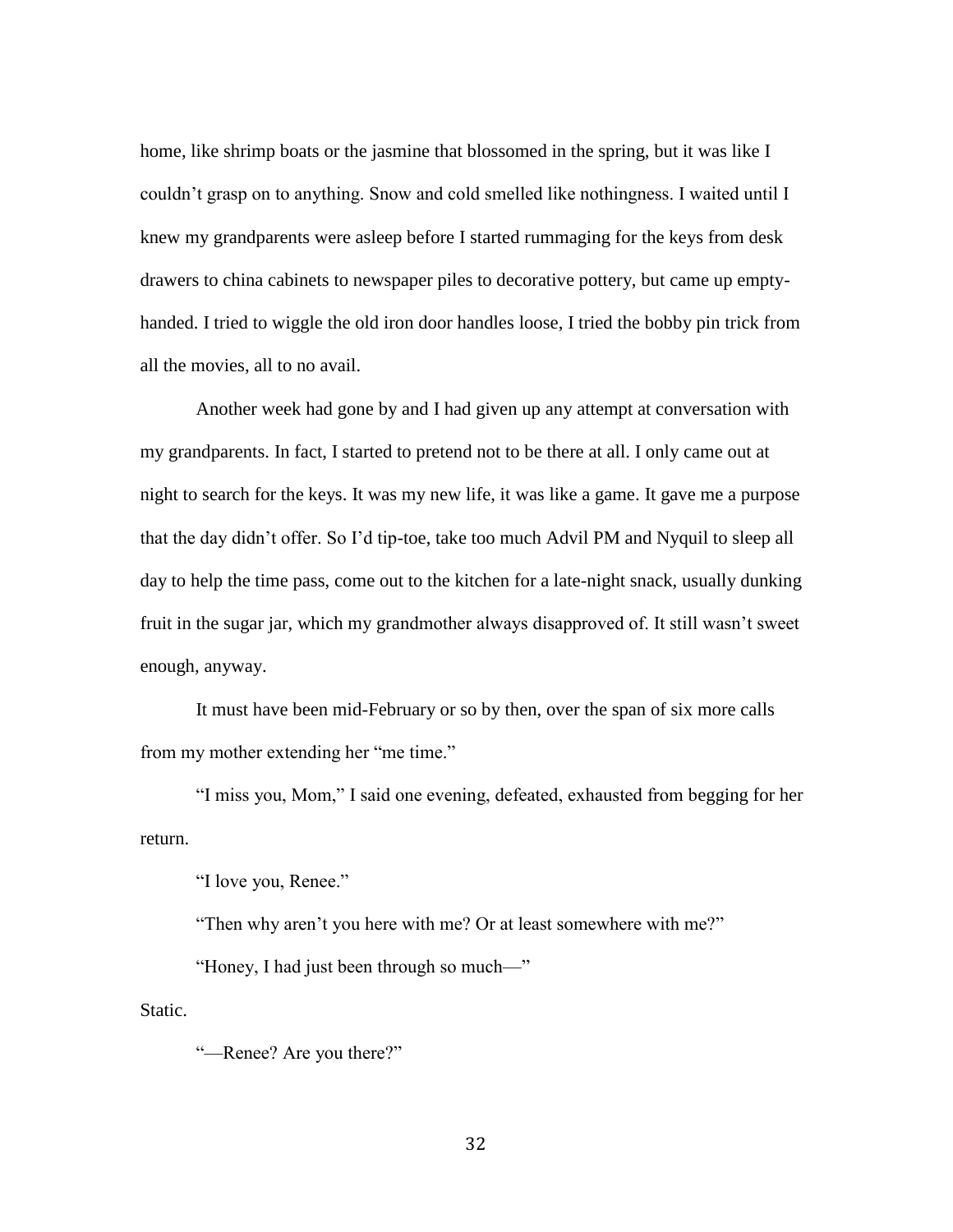home, like shrimp boats or the jasmine that blossomed in the spring, but it was like I couldn't grasp on to anything. Snow and cold smelled like nothingness. I waited until I knew my grandparents were asleep before I started rummaging for the keys from desk drawers to china cabinets to newspaper piles to decorative pottery, but came up empty-handed. I tried to wiggle the old iron door handles loose, I tried the bobby pin trick from all the movies, all to no avail.

Another week had gone by and I had given up any attempt at conversation with my grandparents. In fact, I started to pretend not to be there at all. I only came out at night to search for the keys. It was my new life, it was like a game. It gave me a purpose that the day didn't offer. So I'd tip-toe, take too much Advil PM and Nyquil to sleep all day to help the time pass, come out to the kitchen for a late-night snack, usually dunking fruit in the sugar jar, which my grandmother always disapproved of. It still wasn't sweet enough, anyway.

It must have been mid-February or so by then, over the span of six more calls from my mother extending her "me time."

"I miss you, Mom," I said one evening, defeated, exhausted from begging for her return.

"I love you, Renee."

"Then why aren't you here with me? Or at least somewhere with me?"

"Honey, I had just been through so much—"

Static.

"—Renee? Are you there?"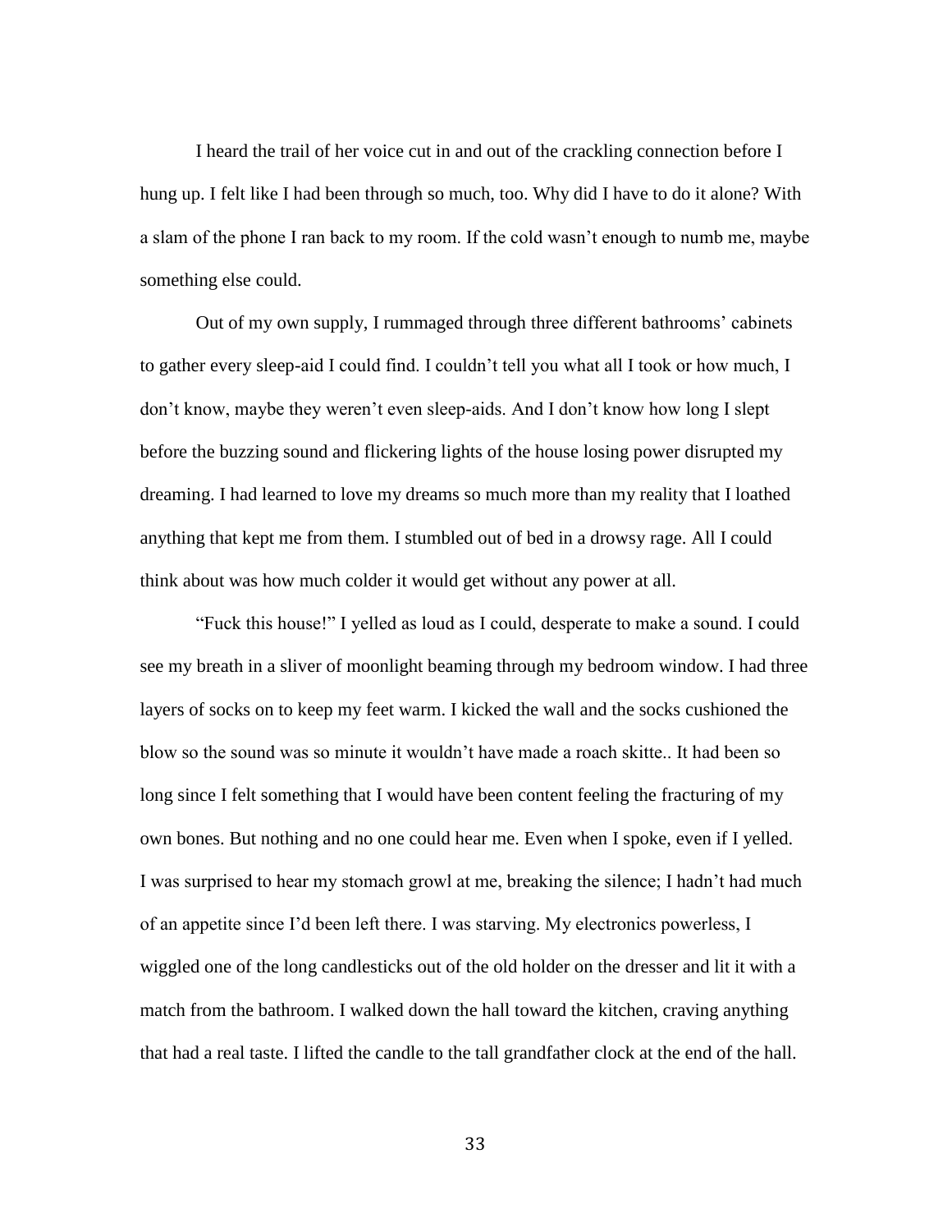I heard the trail of her voice cut in and out of the crackling connection before I hung up. I felt like I had been through so much, too. Why did I have to do it alone? With a slam of the phone I ran back to my room. If the cold wasn't enough to numb me, maybe something else could.

Out of my own supply, I rummaged through three different bathrooms' cabinets to gather every sleep-aid I could find. I couldn't tell you what all I took or how much, I don't know, maybe they weren't even sleep-aids. And I don't know how long I slept before the buzzing sound and flickering lights of the house losing power disrupted my dreaming. I had learned to love my dreams so much more than my reality that I loathed anything that kept me from them. I stumbled out of bed in a drowsy rage. All I could think about was how much colder it would get without any power at all.

"Fuck this house!" I yelled as loud as I could, desperate to make a sound. I could see my breath in a sliver of moonlight beaming through my bedroom window. I had three layers of socks on to keep my feet warm. I kicked the wall and the socks cushioned the blow so the sound was so minute it wouldn't have made a roach skitte.. It had been so long since I felt something that I would have been content feeling the fracturing of my own bones. But nothing and no one could hear me. Even when I spoke, even if I yelled. I was surprised to hear my stomach growl at me, breaking the silence; I hadn't had much of an appetite since I'd been left there. I was starving. My electronics powerless, I wiggled one of the long candlesticks out of the old holder on the dresser and lit it with a match from the bathroom. I walked down the hall toward the kitchen, craving anything that had a real taste. I lifted the candle to the tall grandfather clock at the end of the hall.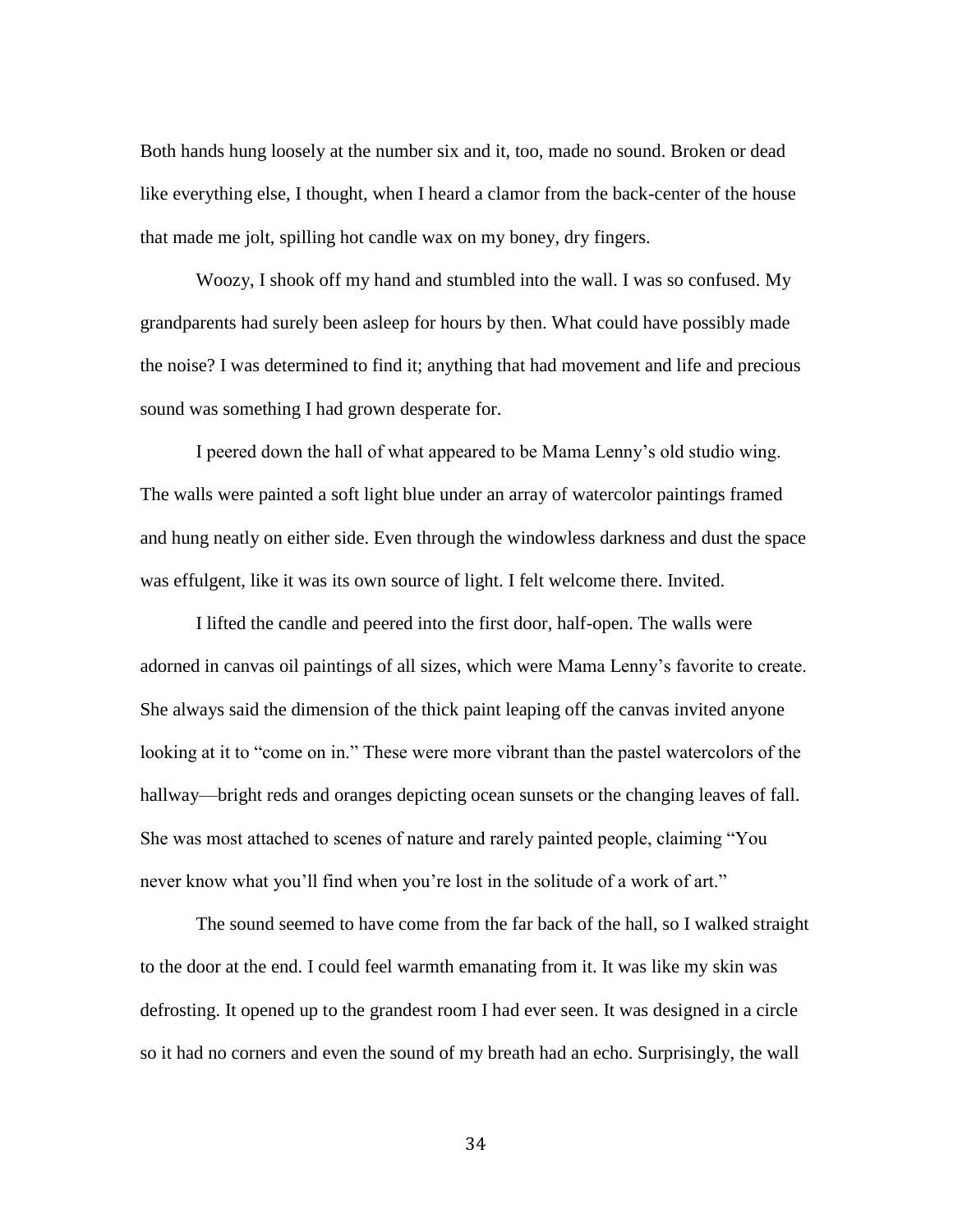Both hands hung loosely at the number six and it, too, made no sound. Broken or dead like everything else, I thought, when I heard a clamor from the back-center of the house that made me jolt, spilling hot candle wax on my boney, dry fingers.

Woozy, I shook off my hand and stumbled into the wall. I was so confused. My grandparents had surely been asleep for hours by then. What could have possibly made the noise? I was determined to find it; anything that had movement and life and precious sound was something I had grown desperate for.

I peered down the hall of what appeared to be Mama Lenny's old studio wing. The walls were painted a soft light blue under an array of watercolor paintings framed and hung neatly on either side. Even through the windowless darkness and dust the space was effulgent, like it was its own source of light. I felt welcome there. Invited.

I lifted the candle and peered into the first door, half-open. The walls were adorned in canvas oil paintings of all sizes, which were Mama Lenny's favorite to create. She always said the dimension of the thick paint leaping off the canvas invited anyone looking at it to "come on in." These were more vibrant than the pastel watercolors of the hallway—bright reds and oranges depicting ocean sunsets or the changing leaves of fall. She was most attached to scenes of nature and rarely painted people, claiming "You never know what you'll find when you're lost in the solitude of a work of art."

The sound seemed to have come from the far back of the hall, so I walked straight to the door at the end. I could feel warmth emanating from it. It was like my skin was defrosting. It opened up to the grandest room I had ever seen. It was designed in a circle so it had no corners and even the sound of my breath had an echo. Surprisingly, the wall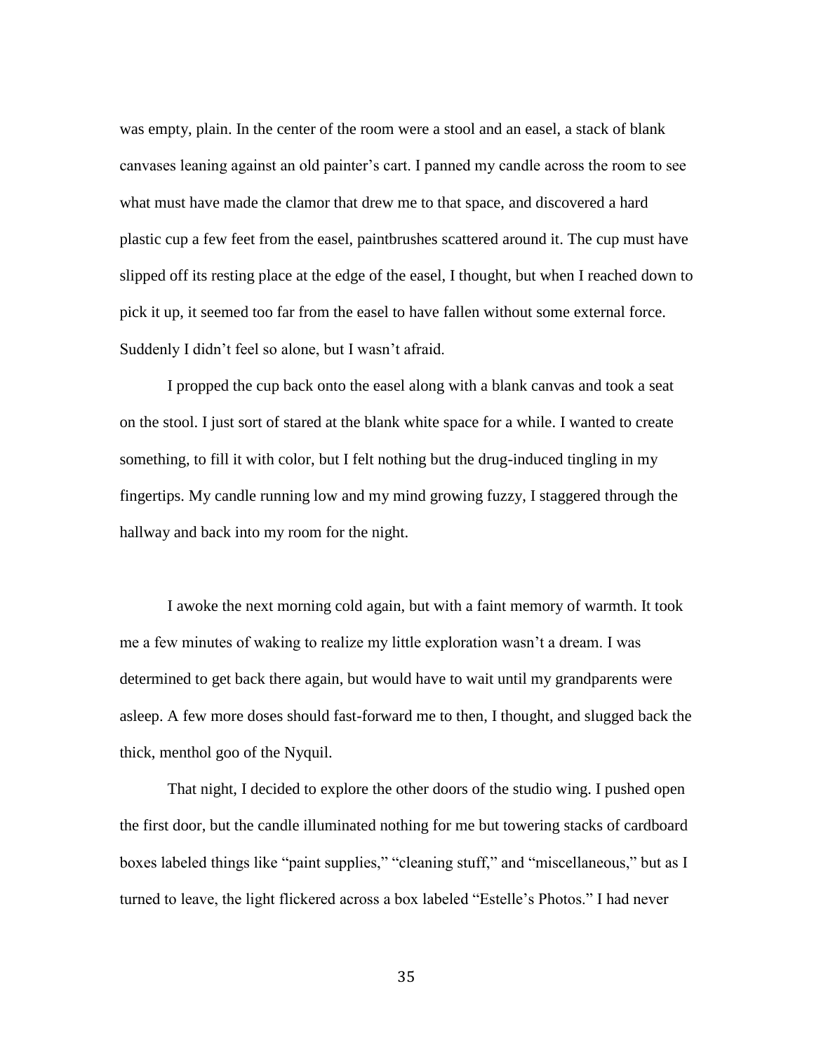was empty, plain. In the center of the room were a stool and an easel, a stack of blank canvases leaning against an old painter's cart. I panned my candle across the room to see what must have made the clamor that drew me to that space, and discovered a hard plastic cup a few feet from the easel, paintbrushes scattered around it. The cup must have slipped off its resting place at the edge of the easel, I thought, but when I reached down to pick it up, it seemed too far from the easel to have fallen without some external force. Suddenly I didn't feel so alone, but I wasn't afraid.

I propped the cup back onto the easel along with a blank canvas and took a seat on the stool. I just sort of stared at the blank white space for a while. I wanted to create something, to fill it with color, but I felt nothing but the drug-induced tingling in my fingertips. My candle running low and my mind growing fuzzy, I staggered through the hallway and back into my room for the night.

I awoke the next morning cold again, but with a faint memory of warmth. It took me a few minutes of waking to realize my little exploration wasn't a dream. I was determined to get back there again, but would have to wait until my grandparents were asleep. A few more doses should fast-forward me to then, I thought, and slugged back the thick, menthol goo of the Nyquil.

That night, I decided to explore the other doors of the studio wing. I pushed open the first door, but the candle illuminated nothing for me but towering stacks of cardboard boxes labeled things like "paint supplies," "cleaning stuff," and "miscellaneous," but as I turned to leave, the light flickered across a box labeled "Estelle's Photos." I had never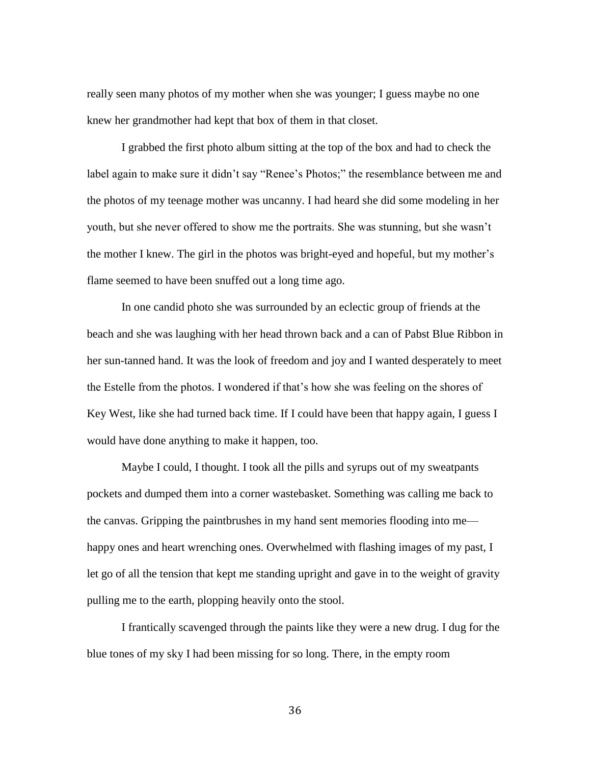really seen many photos of my mother when she was younger; I guess maybe no one knew her grandmother had kept that box of them in that closet.

I grabbed the first photo album sitting at the top of the box and had to check the label again to make sure it didn't say "Renee's Photos;" the resemblance between me and the photos of my teenage mother was uncanny. I had heard she did some modeling in her youth, but she never offered to show me the portraits. She was stunning, but she wasn't the mother I knew. The girl in the photos was bright-eyed and hopeful, but my mother's flame seemed to have been snuffed out a long time ago.

In one candid photo she was surrounded by an eclectic group of friends at the beach and she was laughing with her head thrown back and a can of Pabst Blue Ribbon in her sun-tanned hand. It was the look of freedom and joy and I wanted desperately to meet the Estelle from the photos. I wondered if that's how she was feeling on the shores of Key West, like she had turned back time. If I could have been that happy again, I guess I would have done anything to make it happen, too.

Maybe I could, I thought. I took all the pills and syrups out of my sweatpants pockets and dumped them into a corner wastebasket. Something was calling me back to the canvas. Gripping the paintbrushes in my hand sent memories flooding into me—happy ones and heart wrenching ones. Overwhelmed with flashing images of my past, I let go of all the tension that kept me standing upright and gave in to the weight of gravity pulling me to the earth, plopping heavily onto the stool.

I frantically scavenged through the paints like they were a new drug. I dug for the blue tones of my sky I had been missing for so long. There, in the empty room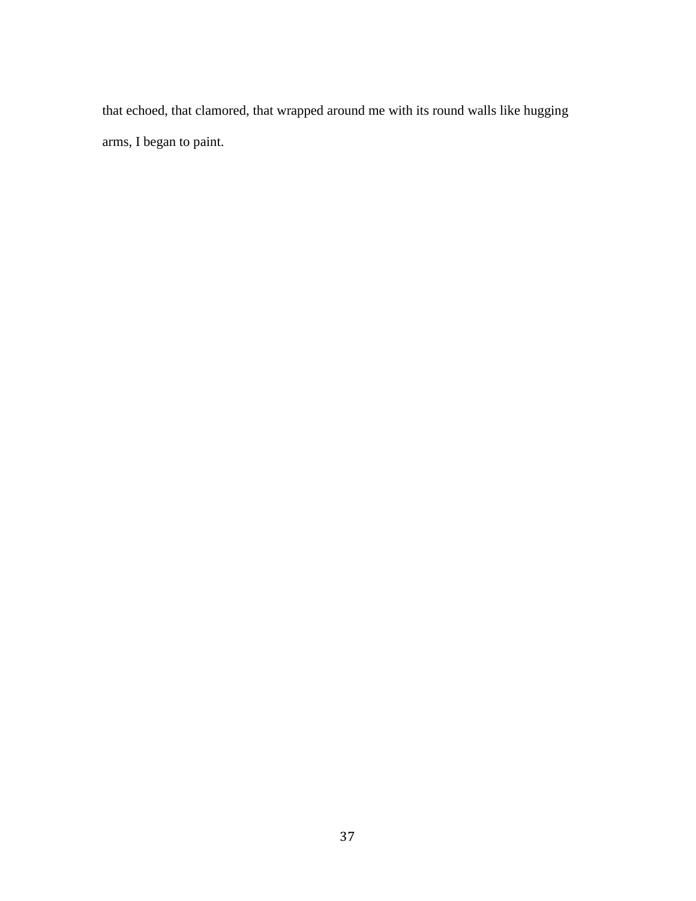that echoed, that clamored, that wrapped around me with its round walls like hugging arms, I began to paint.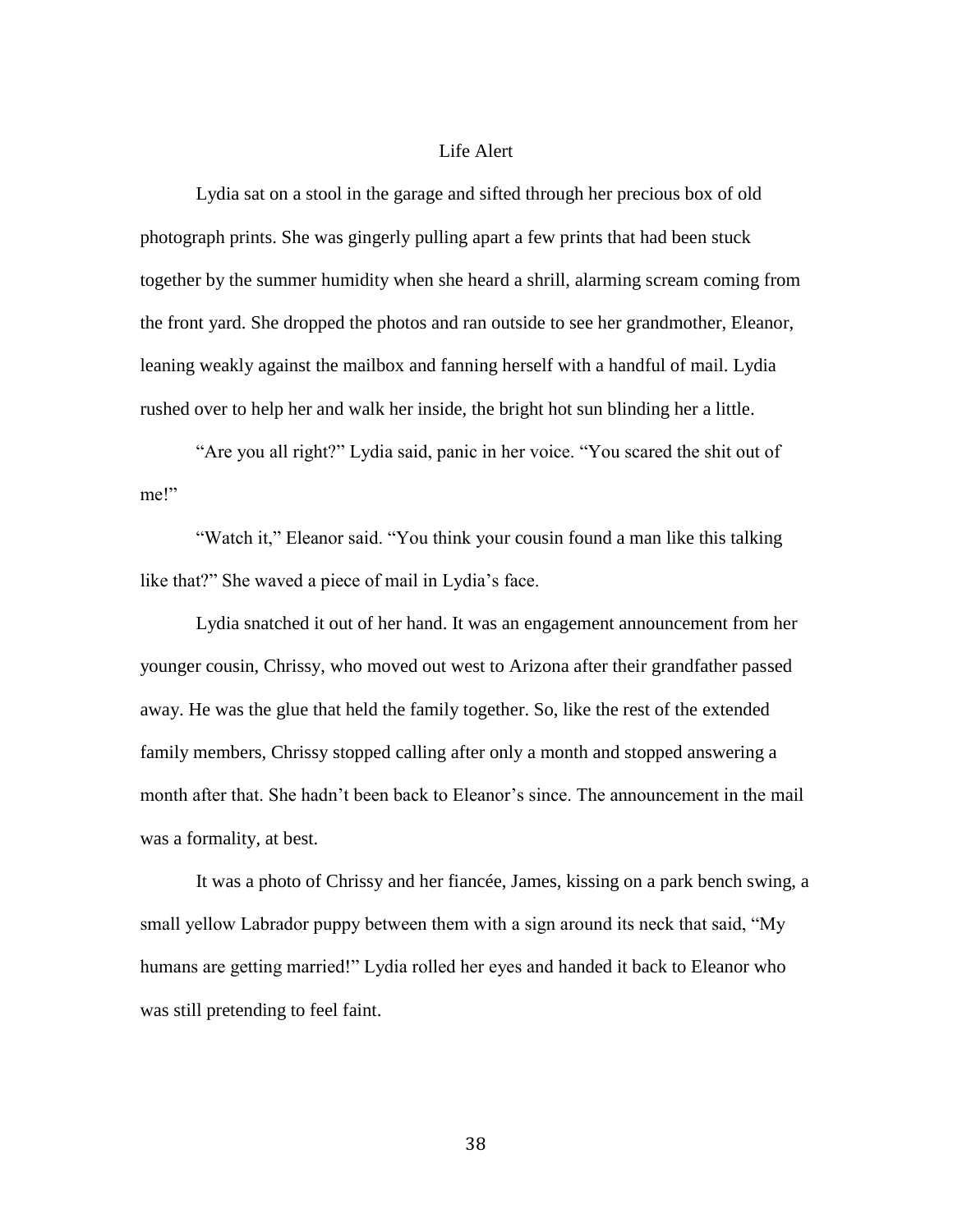# Life Alert

Lydia sat on a stool in the garage and sifted through her precious box of old photograph prints. She was gingerly pulling apart a few prints that had been stuck together by the summer humidity when she heard a shrill, alarming scream coming from the front yard. She dropped the photos and ran outside to see her grandmother, Eleanor, leaning weakly against the mailbox and fanning herself with a handful of mail. Lydia rushed over to help her and walk her inside, the bright hot sun blinding her a little.

"Are you all right?" Lydia said, panic in her voice. "You scared the shit out of me!"

"Watch it," Eleanor said. "You think your cousin found a man like this talking like that?" She waved a piece of mail in Lydia's face.

Lydia snatched it out of her hand. It was an engagement announcement from her younger cousin, Chrissy, who moved out west to Arizona after their grandfather passed away. He was the glue that held the family together. So, like the rest of the extended family members, Chrissy stopped calling after only a month and stopped answering a month after that. She hadn't been back to Eleanor's since. The announcement in the mail was a formality, at best.

It was a photo of Chrissy and her fiancée, James, kissing on a park bench swing, a small yellow Labrador puppy between them with a sign around its neck that said, "My humans are getting married!" Lydia rolled her eyes and handed it back to Eleanor who was still pretending to feel faint.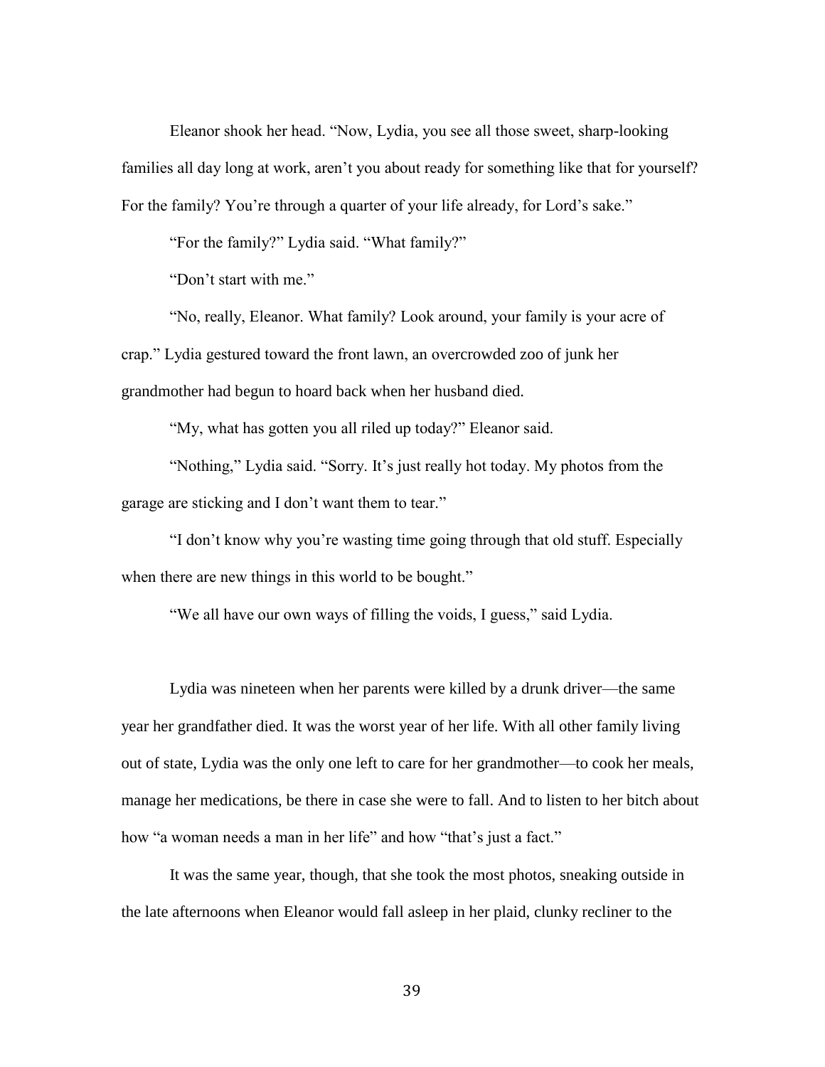Eleanor shook her head. "Now, Lydia, you see all those sweet, sharp-looking families all day long at work, aren't you about ready for something like that for yourself? For the family? You're through a quarter of your life already, for Lord's sake."

"For the family?" Lydia said. "What family?"

"Don't start with me."

"No, really, Eleanor. What family? Look around, your family is your acre of crap." Lydia gestured toward the front lawn, an overcrowded zoo of junk her grandmother had begun to hoard back when her husband died.

"My, what has gotten you all riled up today?" Eleanor said.

"Nothing," Lydia said. "Sorry. It's just really hot today. My photos from the garage are sticking and I don't want them to tear."

"I don't know why you're wasting time going through that old stuff. Especially when there are new things in this world to be bought."

"We all have our own ways of filling the voids, I guess," said Lydia.

Lydia was nineteen when her parents were killed by a drunk driver—the same year her grandfather died. It was the worst year of her life. With all other family living out of state, Lydia was the only one left to care for her grandmother—to cook her meals, manage her medications, be there in case she were to fall. And to listen to her bitch about how "a woman needs a man in her life" and how "that's just a fact."

It was the same year, though, that she took the most photos, sneaking outside in the late afternoons when Eleanor would fall asleep in her plaid, clunky recliner to the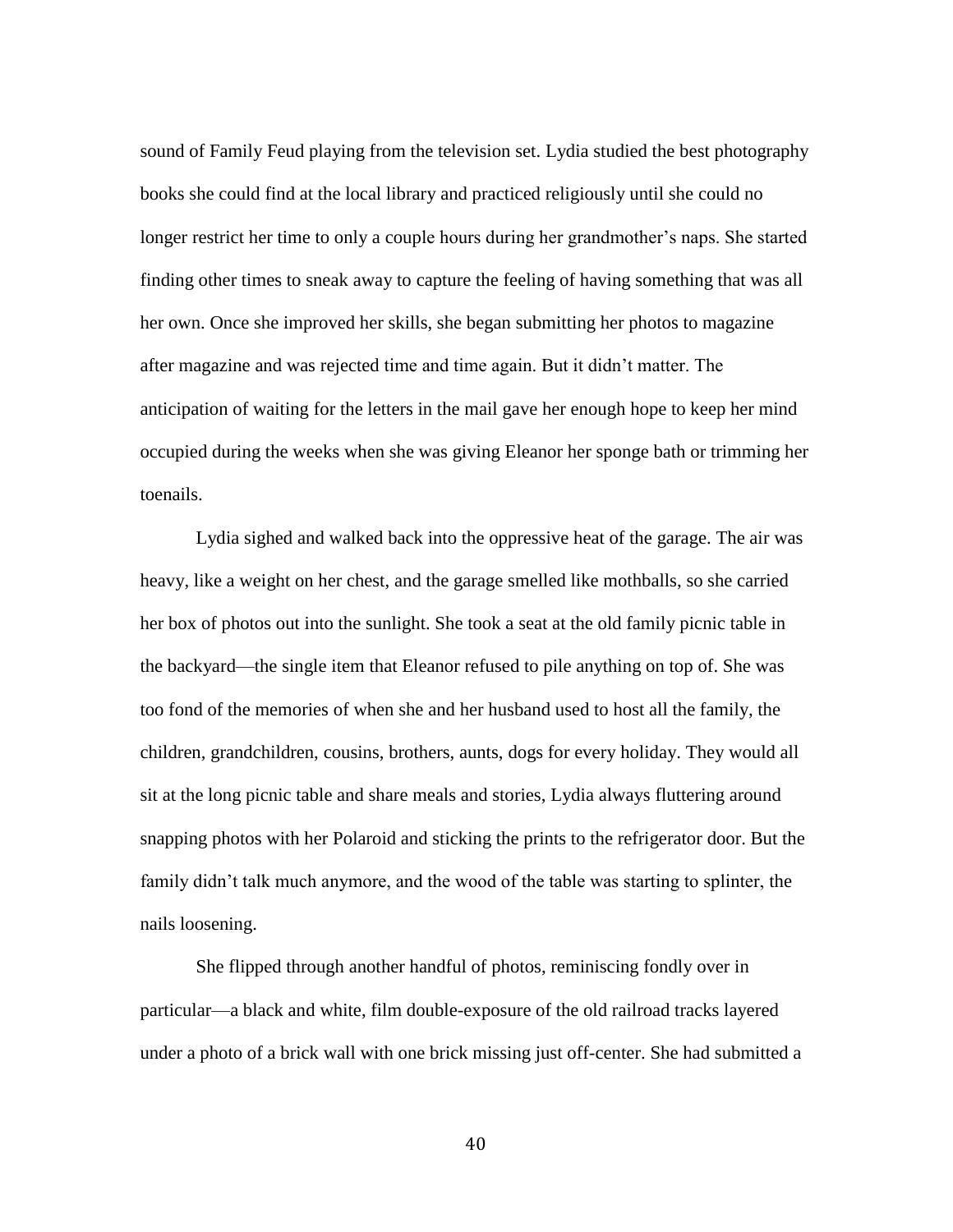sound of Family Feud playing from the television set. Lydia studied the best photography books she could find at the local library and practiced religiously until she could no longer restrict her time to only a couple hours during her grandmother's naps. She started finding other times to sneak away to capture the feeling of having something that was all her own. Once she improved her skills, she began submitting her photos to magazine after magazine and was rejected time and time again. But it didn't matter. The anticipation of waiting for the letters in the mail gave her enough hope to keep her mind occupied during the weeks when she was giving Eleanor her sponge bath or trimming her toenails.

Lydia sighed and walked back into the oppressive heat of the garage. The air was heavy, like a weight on her chest, and the garage smelled like mothballs, so she carried her box of photos out into the sunlight. She took a seat at the old family picnic table in the backyard—the single item that Eleanor refused to pile anything on top of. She was too fond of the memories of when she and her husband used to host all the family, the children, grandchildren, cousins, brothers, aunts, dogs for every holiday. They would all sit at the long picnic table and share meals and stories, Lydia always fluttering around snapping photos with her Polaroid and sticking the prints to the refrigerator door. But the family didn't talk much anymore, and the wood of the table was starting to splinter, the nails loosening.

She flipped through another handful of photos, reminiscing fondly over in particular—a black and white, film double-exposure of the old railroad tracks layered under a photo of a brick wall with one brick missing just off-center. She had submitted a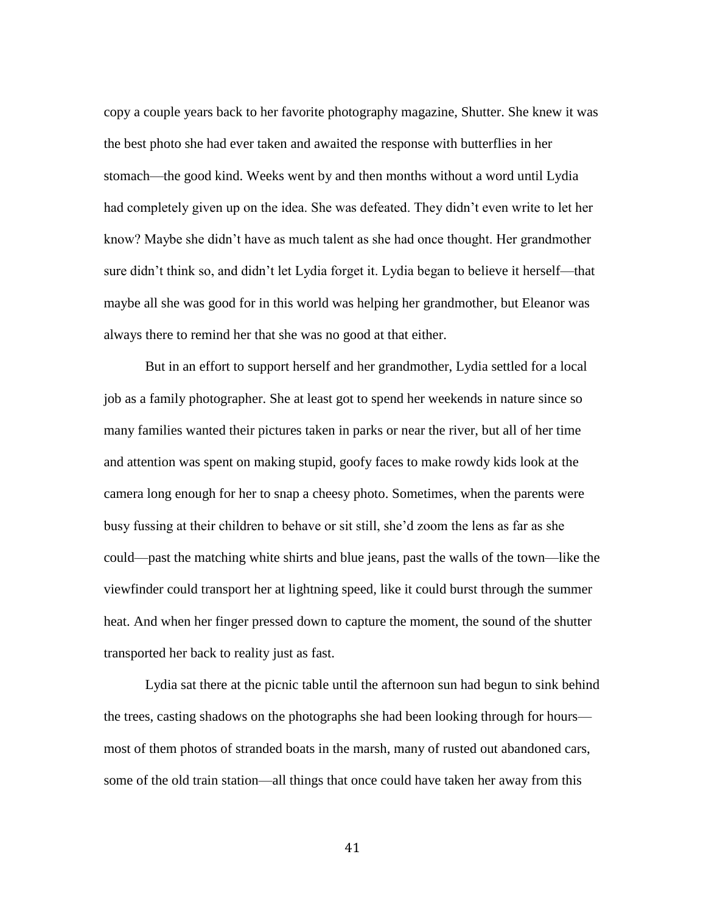copy a couple years back to her favorite photography magazine, Shutter. She knew it was the best photo she had ever taken and awaited the response with butterflies in her stomach—the good kind. Weeks went by and then months without a word until Lydia had completely given up on the idea. She was defeated. They didn't even write to let her know? Maybe she didn't have as much talent as she had once thought. Her grandmother sure didn't think so, and didn't let Lydia forget it. Lydia began to believe it herself—that maybe all she was good for in this world was helping her grandmother, but Eleanor was always there to remind her that she was no good at that either.

But in an effort to support herself and her grandmother, Lydia settled for a local job as a family photographer. She at least got to spend her weekends in nature since so many families wanted their pictures taken in parks or near the river, but all of her time and attention was spent on making stupid, goofy faces to make rowdy kids look at the camera long enough for her to snap a cheesy photo. Sometimes, when the parents were busy fussing at their children to behave or sit still, she'd zoom the lens as far as she could—past the matching white shirts and blue jeans, past the walls of the town—like the viewfinder could transport her at lightning speed, like it could burst through the summer heat. And when her finger pressed down to capture the moment, the sound of the shutter transported her back to reality just as fast.

Lydia sat there at the picnic table until the afternoon sun had begun to sink behind the trees, casting shadows on the photographs she had been looking through for hours—most of them photos of stranded boats in the marsh, many of rusted out abandoned cars, some of the old train station—all things that once could have taken her away from this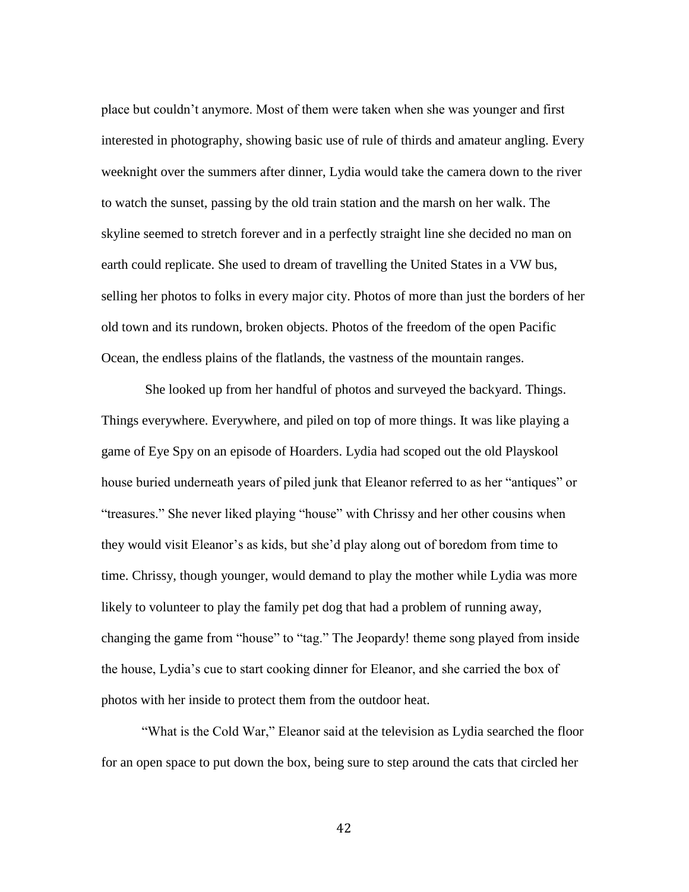place but couldn't anymore. Most of them were taken when she was younger and first interested in photography, showing basic use of rule of thirds and amateur angling. Every weeknight over the summers after dinner, Lydia would take the camera down to the river to watch the sunset, passing by the old train station and the marsh on her walk. The skyline seemed to stretch forever and in a perfectly straight line she decided no man on earth could replicate. She used to dream of travelling the United States in a VW bus, selling her photos to folks in every major city. Photos of more than just the borders of her old town and its rundown, broken objects. Photos of the freedom of the open Pacific Ocean, the endless plains of the flatlands, the vastness of the mountain ranges.

She looked up from her handful of photos and surveyed the backyard. Things. Things everywhere. Everywhere, and piled on top of more things. It was like playing a game of Eye Spy on an episode of Hoarders. Lydia had scoped out the old Playskool house buried underneath years of piled junk that Eleanor referred to as her "antiques" or "treasures." She never liked playing "house" with Chrissy and her other cousins when they would visit Eleanor's as kids, but she'd play along out of boredom from time to time. Chrissy, though younger, would demand to play the mother while Lydia was more likely to volunteer to play the family pet dog that had a problem of running away, changing the game from "house" to "tag." The Jeopardy! theme song played from inside the house, Lydia's cue to start cooking dinner for Eleanor, and she carried the box of photos with her inside to protect them from the outdoor heat.

"What is the Cold War," Eleanor said at the television as Lydia searched the floor for an open space to put down the box, being sure to step around the cats that circled her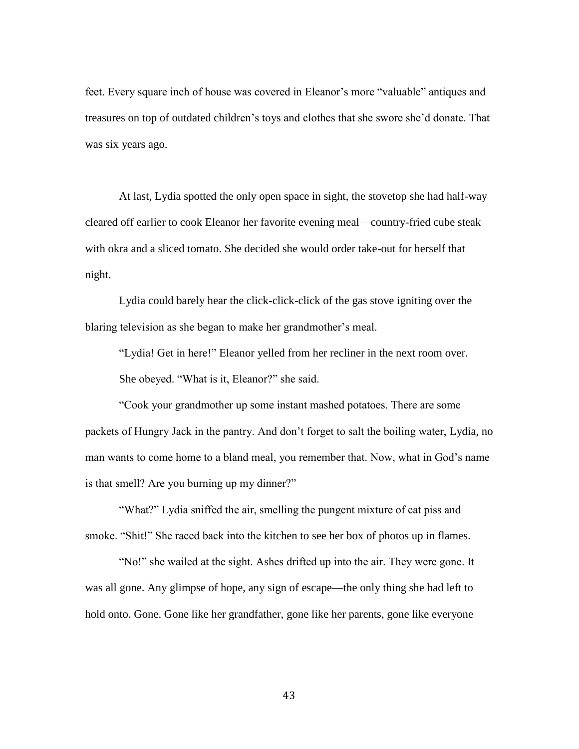feet. Every square inch of house was covered in Eleanor's more "valuable" antiques and treasures on top of outdated children's toys and clothes that she swore she'd donate. That was six years ago.

At last, Lydia spotted the only open space in sight, the stovetop she had half-way cleared off earlier to cook Eleanor her favorite evening meal—country-fried cube steak with okra and a sliced tomato. She decided she would order take-out for herself that night.

Lydia could barely hear the click-click-click of the gas stove igniting over the blaring television as she began to make her grandmother's meal.

"Lydia! Get in here!" Eleanor yelled from her recliner in the next room over.

She obeyed. "What is it, Eleanor?" she said.

"Cook your grandmother up some instant mashed potatoes. There are some packets of Hungry Jack in the pantry. And don't forget to salt the boiling water, Lydia, no man wants to come home to a bland meal, you remember that. Now, what in God's name is that smell? Are you burning up my dinner?"

"What?" Lydia sniffed the air, smelling the pungent mixture of cat piss and smoke. "Shit!" She raced back into the kitchen to see her box of photos up in flames.

"No!" she wailed at the sight. Ashes drifted up into the air. They were gone. It was all gone. Any glimpse of hope, any sign of escape—the only thing she had left to hold onto. Gone. Gone like her grandfather, gone like her parents, gone like everyone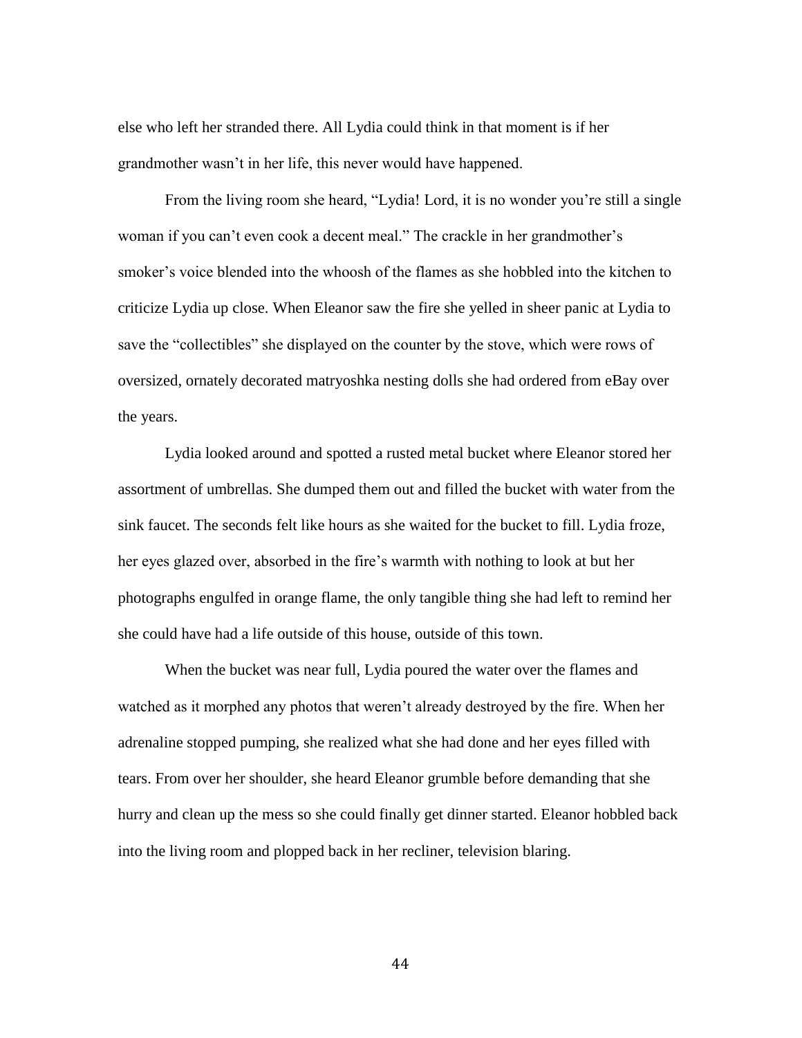else who left her stranded there. All Lydia could think in that moment is if her grandmother wasn't in her life, this never would have happened.

From the living room she heard, "Lydia! Lord, it is no wonder you're still a single woman if you can't even cook a decent meal." The crackle in her grandmother's smoker's voice blended into the whoosh of the flames as she hobbled into the kitchen to criticize Lydia up close. When Eleanor saw the fire she yelled in sheer panic at Lydia to save the "collectibles" she displayed on the counter by the stove, which were rows of oversized, ornately decorated matryoshka nesting dolls she had ordered from eBay over the years.

Lydia looked around and spotted a rusted metal bucket where Eleanor stored her assortment of umbrellas. She dumped them out and filled the bucket with water from the sink faucet. The seconds felt like hours as she waited for the bucket to fill. Lydia froze, her eyes glazed over, absorbed in the fire's warmth with nothing to look at but her photographs engulfed in orange flame, the only tangible thing she had left to remind her she could have had a life outside of this house, outside of this town.

When the bucket was near full, Lydia poured the water over the flames and watched as it morphed any photos that weren't already destroyed by the fire. When her adrenaline stopped pumping, she realized what she had done and her eyes filled with tears. From over her shoulder, she heard Eleanor grumble before demanding that she hurry and clean up the mess so she could finally get dinner started. Eleanor hobbled back into the living room and plopped back in her recliner, television blaring.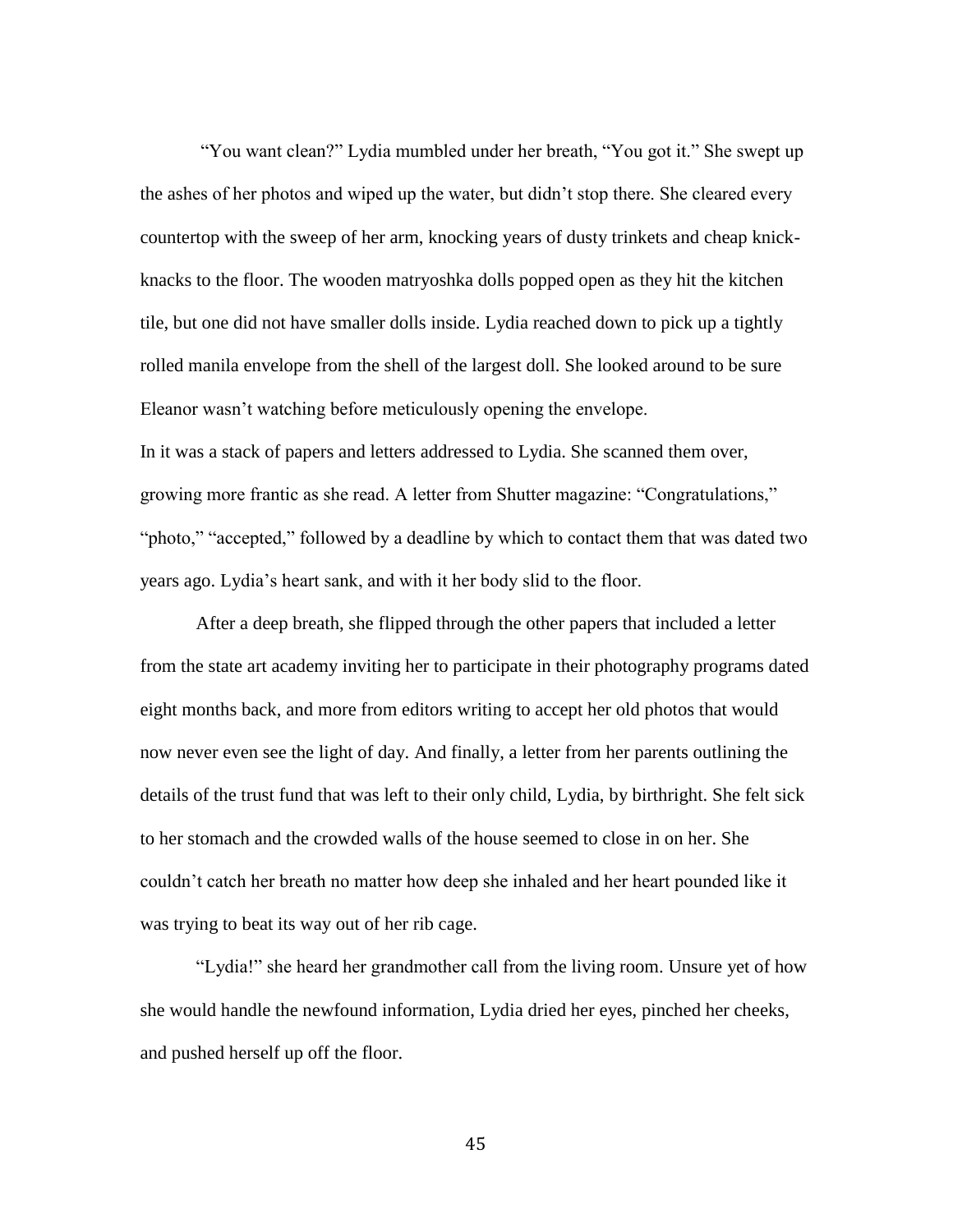"You want clean?" Lydia mumbled under her breath, "You got it." She swept up the ashes of her photos and wiped up the water, but didn't stop there. She cleared every countertop with the sweep of her arm, knocking years of dusty trinkets and cheap knick-knacks to the floor. The wooden matryoshka dolls popped open as they hit the kitchen tile, but one did not have smaller dolls inside. Lydia reached down to pick up a tightly rolled manila envelope from the shell of the largest doll. She looked around to be sure Eleanor wasn't watching before meticulously opening the envelope.

In it was a stack of papers and letters addressed to Lydia. She scanned them over, growing more frantic as she read. A letter from Shutter magazine: "Congratulations," "photo," "accepted," followed by a deadline by which to contact them that was dated two years ago. Lydia's heart sank, and with it her body slid to the floor.

After a deep breath, she flipped through the other papers that included a letter from the state art academy inviting her to participate in their photography programs dated eight months back, and more from editors writing to accept her old photos that would now never even see the light of day. And finally, a letter from her parents outlining the details of the trust fund that was left to their only child, Lydia, by birthright. She felt sick to her stomach and the crowded walls of the house seemed to close in on her. She couldn't catch her breath no matter how deep she inhaled and her heart pounded like it was trying to beat its way out of her rib cage.

"Lydia!" she heard her grandmother call from the living room. Unsure yet of how she would handle the newfound information, Lydia dried her eyes, pinched her cheeks, and pushed herself up off the floor.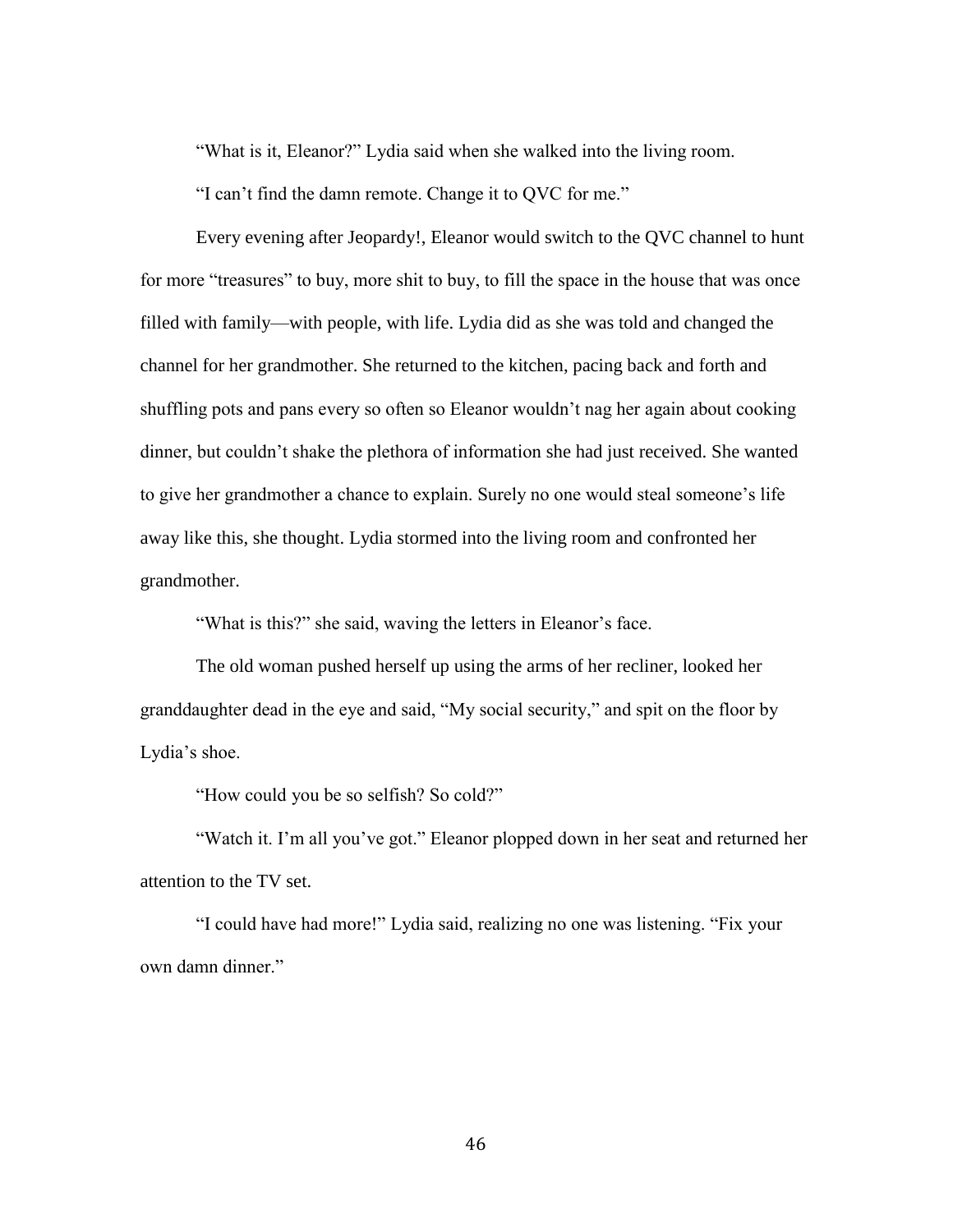"What is it, Eleanor?" Lydia said when she walked into the living room.

"I can't find the damn remote. Change it to QVC for me."

Every evening after Jeopardy!, Eleanor would switch to the QVC channel to hunt for more "treasures" to buy, more shit to buy, to fill the space in the house that was once filled with family—with people, with life. Lydia did as she was told and changed the channel for her grandmother. She returned to the kitchen, pacing back and forth and shuffling pots and pans every so often so Eleanor wouldn't nag her again about cooking dinner, but couldn't shake the plethora of information she had just received. She wanted to give her grandmother a chance to explain. Surely no one would steal someone's life away like this, she thought. Lydia stormed into the living room and confronted her grandmother.

"What is this?" she said, waving the letters in Eleanor's face.

The old woman pushed herself up using the arms of her recliner, looked her granddaughter dead in the eye and said, "My social security," and spit on the floor by Lydia's shoe.

"How could you be so selfish? So cold?"

"Watch it. I'm all you've got." Eleanor plopped down in her seat and returned her attention to the TV set.

"I could have had more!" Lydia said, realizing no one was listening. "Fix your own damn dinner."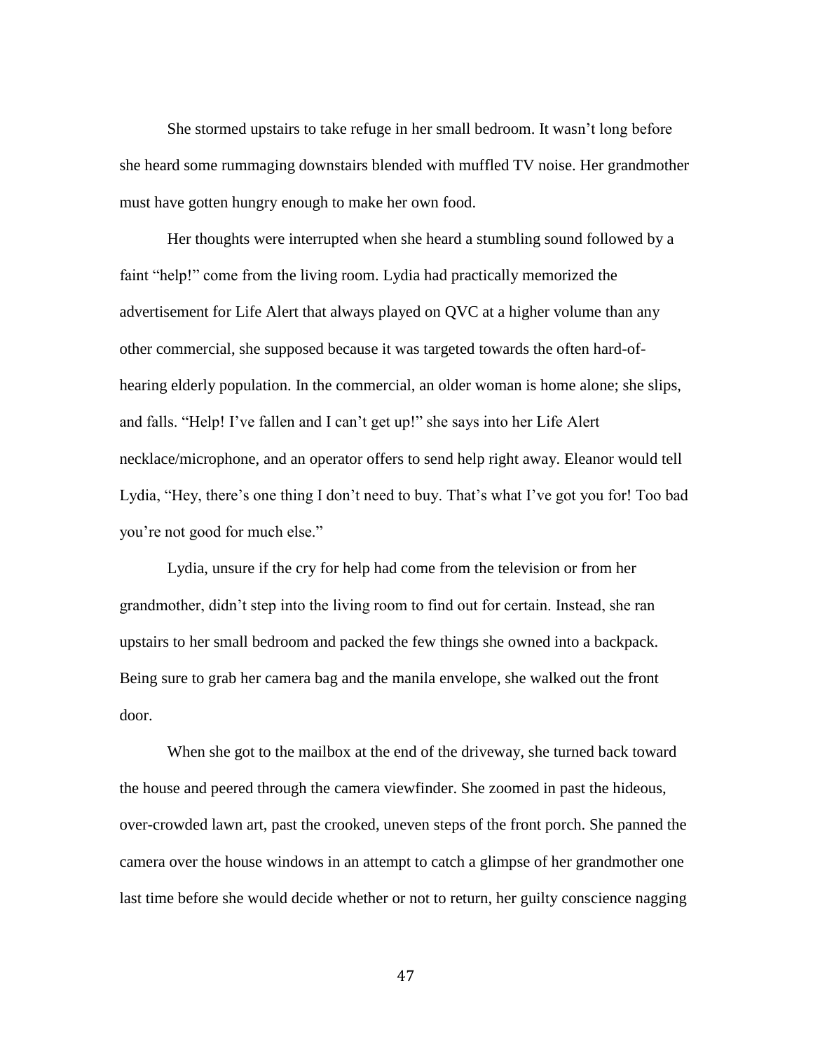She stormed upstairs to take refuge in her small bedroom. It wasn't long before she heard some rummaging downstairs blended with muffled TV noise. Her grandmother must have gotten hungry enough to make her own food.

Her thoughts were interrupted when she heard a stumbling sound followed by a faint "help!" come from the living room. Lydia had practically memorized the advertisement for Life Alert that always played on QVC at a higher volume than any other commercial, she supposed because it was targeted towards the often hard-of-hearing elderly population. In the commercial, an older woman is home alone; she slips, and falls. "Help! I've fallen and I can't get up!" she says into her Life Alert necklace/microphone, and an operator offers to send help right away. Eleanor would tell Lydia, "Hey, there's one thing I don't need to buy. That's what I've got you for! Too bad you're not good for much else."

Lydia, unsure if the cry for help had come from the television or from her grandmother, didn't step into the living room to find out for certain. Instead, she ran upstairs to her small bedroom and packed the few things she owned into a backpack. Being sure to grab her camera bag and the manila envelope, she walked out the front door.

When she got to the mailbox at the end of the driveway, she turned back toward the house and peered through the camera viewfinder. She zoomed in past the hideous, over-crowded lawn art, past the crooked, uneven steps of the front porch. She panned the camera over the house windows in an attempt to catch a glimpse of her grandmother one last time before she would decide whether or not to return, her guilty conscience nagging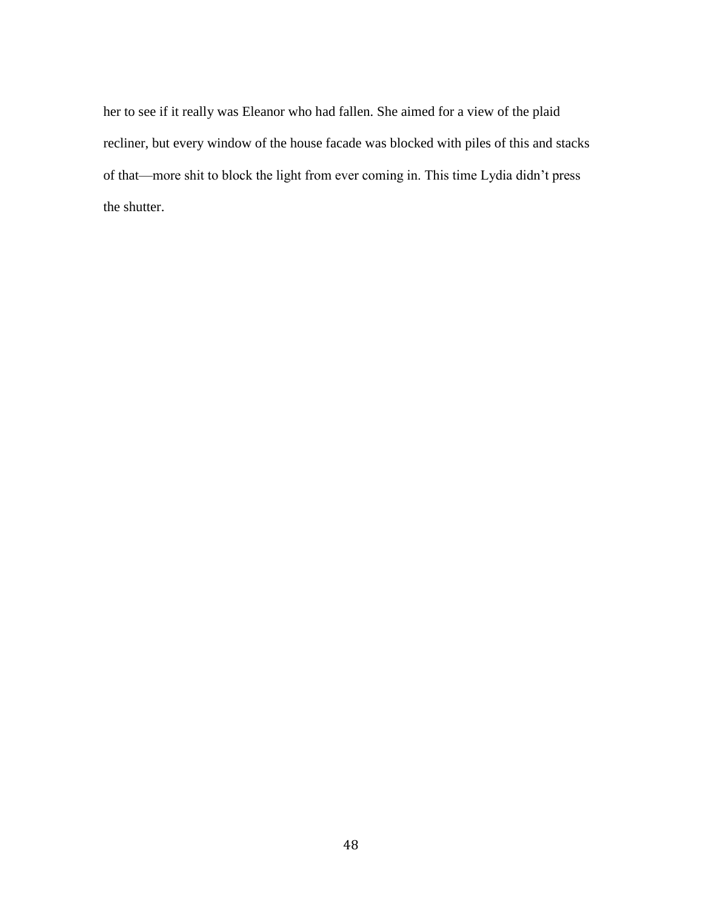her to see if it really was Eleanor who had fallen. She aimed for a view of the plaid recliner, but every window of the house facade was blocked with piles of this and stacks of that—more shit to block the light from ever coming in. This time Lydia didn't press the shutter.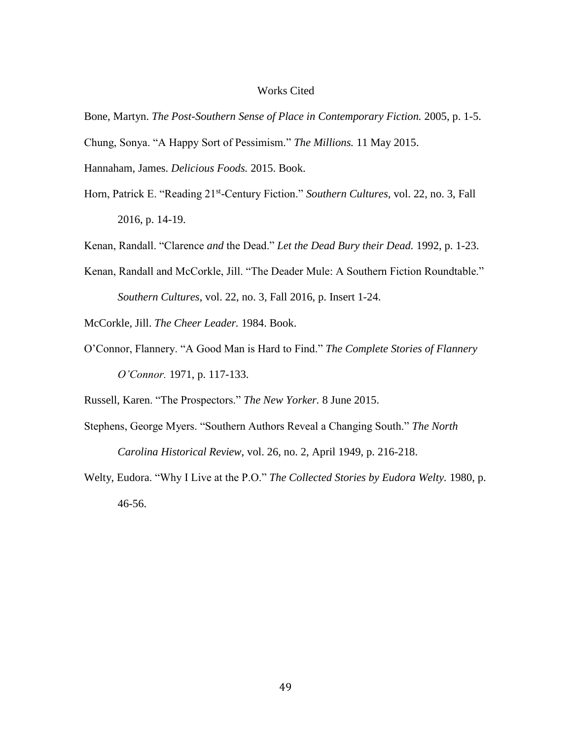# Works Cited

Bone, Martyn. *The Post-Southern Sense of Place in Contemporary Fiction.* 2005, p. 1-5.

Chung, Sonya. "A Happy Sort of Pessimism." *The Millions.* 11 May 2015.

Hannaham, James. *Delicious Foods.* 2015. Book.

Horn, Patrick E. "Reading 21st-Century Fiction." *Southern Cultures*, vol. 22, no. 3, Fall 2016, p. 14-19.

Kenan, Randall. "Clarence *and* the Dead." *Let the Dead Bury their Dead.* 1992, p. 1-23.

Kenan, Randall and McCorkle, Jill. "The Deader Mule: A Southern Fiction Roundtable." *Southern Cultures*, vol. 22, no. 3, Fall 2016, p. Insert 1-24.

McCorkle, Jill. *The Cheer Leader.* 1984. Book.

O'Connor, Flannery. "A Good Man is Hard to Find." *The Complete Stories of Flannery O'Connor.* 1971, p. 117-133.

Russell, Karen. "The Prospectors." *The New Yorker.* 8 June 2015.

Stephens, George Myers. "Southern Authors Reveal a Changing South." *The North Carolina Historical Review*, vol. 26, no. 2, April 1949, p. 216-218.

Welty, Eudora. "Why I Live at the P.O." *The Collected Stories by Eudora Welty.* 1980, p. 46-56.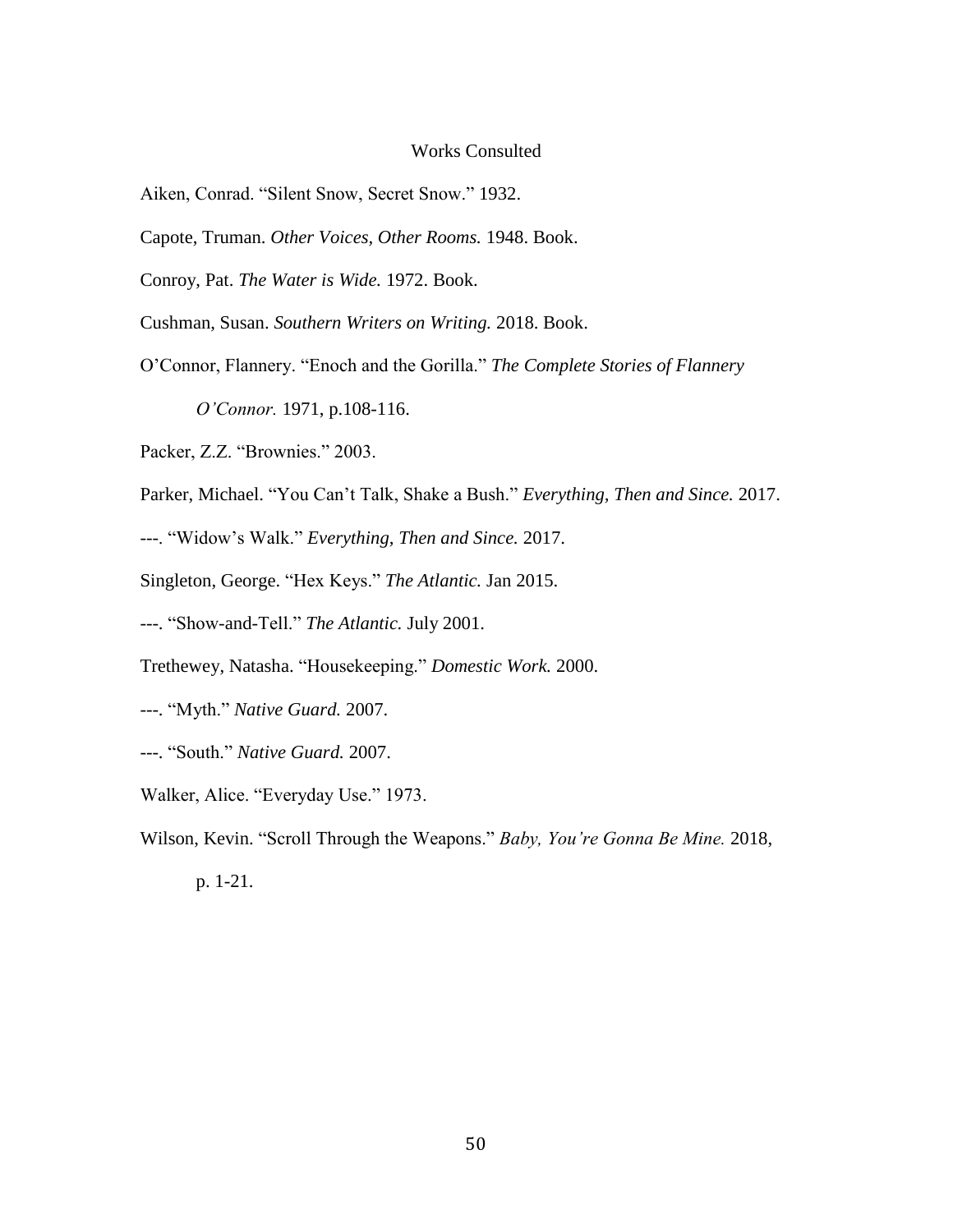# Works Consulted

Aiken, Conrad. "Silent Snow, Secret Snow." 1932.

Capote, Truman. *Other Voices, Other Rooms.* 1948. Book.

Conroy, Pat. *The Water is Wide.* 1972. Book.

Cushman, Susan. *Southern Writers on Writing.* 2018. Book.

O'Connor, Flannery. "Enoch and the Gorilla." *The Complete Stories of Flannery O'Connor.* 1971, p.108-116.

Packer, Z.Z. "Brownies." 2003.

Parker, Michael. "You Can't Talk, Shake a Bush." *Everything, Then and Since.* 2017.

---. "Widow's Walk." *Everything, Then and Since.* 2017.

Singleton, George. "Hex Keys." *The Atlantic.* Jan 2015.

---. "Show-and-Tell." *The Atlantic.* July 2001.

Trethewey, Natasha. "Housekeeping." *Domestic Work.* 2000.

---. "Myth." *Native Guard.* 2007.

---. "South." *Native Guard.* 2007.

Walker, Alice. "Everyday Use." 1973.

Wilson, Kevin. "Scroll Through the Weapons." *Baby, You're Gonna Be Mine.* 2018, p. 1-21.